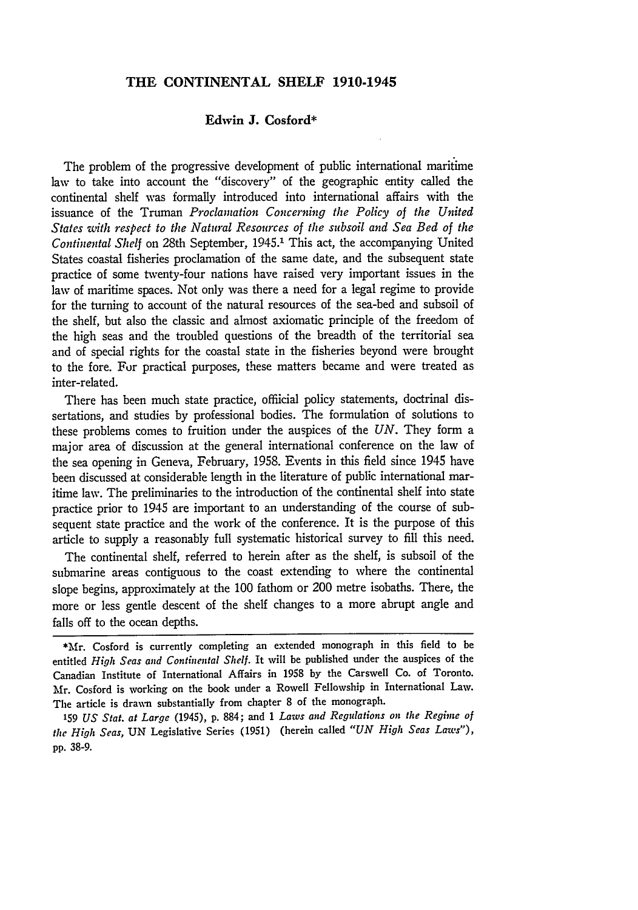# THE CONTINENTAL SHELF 1910-1945

**Edwin J. Cosford***

The problem of the progressive development of public international maritime law to take into account the "discovery" of the geographic entity called the continental shelf was formally introduced into international affairs with the issuance of the Truman *Proclamation Concerning the Policy of the United States with respect to the Natural Resources of the subsoil and Sea Bed of the Continental Shelf* on 28th September, 1945.[1] This act, the accompanying United States coastal fisheries proclamation of the same date, and the subsequent state practice of some twenty-four nations have raised very important issues in the law of maritime spaces. Not only was there a need for a legal regime to provide for the turning to account of the natural resources of the sea-bed and subsoil of the shelf, but also the classic and almost axiomatic principle of the freedom of the high seas and the troubled questions of the breadth of the territorial sea and of special rights for the coastal state in the fisheries beyond were brought to the fore. For practical purposes, these matters became and were treated as inter-related.

There has been much state practice, offiicial policy statements, doctrinal dissertations, and studies by professional bodies. The formulation of solutions to these problems comes to fruition under the auspices of the *UN*. They form a major area of discussion at the general international conference on the law of the sea opening in Geneva, February, 1958. Events in this field since 1945 have been discussed at considerable length in the literature of public international maritime law. The preliminaries to the introduction of the continental shelf into state practice prior to 1945 are important to an understanding of the course of subsequent state practice and the work of the conference. It is the purpose of this article to supply a reasonably full systematic historical survey to fill this need.

The continental shelf, referred to herein after as the shelf, is subsoil of the submarine areas contiguous to the coast extending to where the continental slope begins, approximately at the 100 fathom or 200 metre isobaths. There, the more or less gentle descent of the shelf changes to a more abrupt angle and falls off to the ocean depths.

---

*Mr. Cosford is currently completing an extended monograph in this field to be entitled *High Seas and Continental Shelf*. It will be published under the auspices of the Canadian Institute of International Affairs in 1958 by the Carswell Co. of Toronto. Mr. Cosford is working on the book under a Rowell Fellowship in International Law. The article is drawn substantially from chapter 8 of the monograph.

[1] 59 *US Stat. at Large* (1945), p. 884; and 1 *Laws and Regulations on the Regime of the High Seas*, UN Legislative Series (1951) (herein called *"UN High Seas Laws"*), pp. 38-9.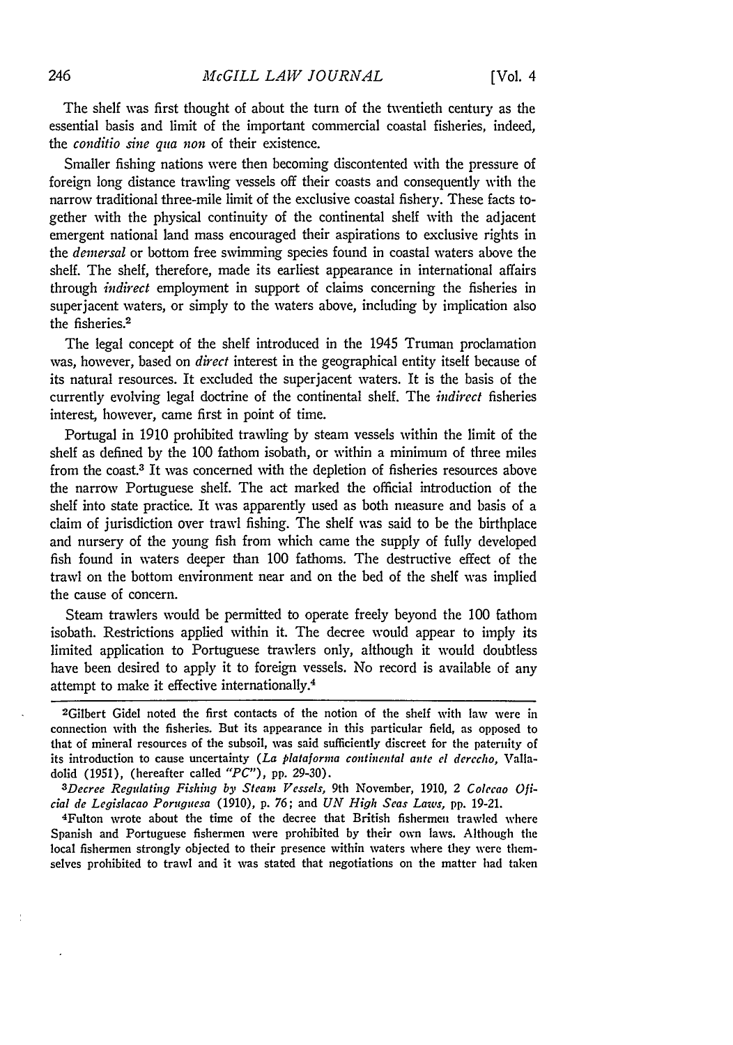The shelf was first thought of about the turn of the twentieth century as the essential basis and limit of the important commercial coastal fisheries, indeed, the *conditio sine qua non* of their existence.

Smaller fishing nations were then becoming discontented with the pressure of foreign long distance trawling vessels off their coasts and consequently with the narrow traditional three-mile limit of the exclusive coastal fishery. These facts together with the physical continuity of the continental shelf with the adjacent emergent national land mass encouraged their aspirations to exclusive rights in the *demersal* or bottom free swimming species found in coastal waters above the shelf. The shelf, therefore, made its earliest appearance in international affairs through *indirect* employment in support of claims concerning the fisheries in superjacent waters, or simply to the waters above, including by implication also the fisheries.[2]

The legal concept of the shelf introduced in the 1945 Truman proclamation was, however, based on *direct* interest in the geographical entity itself because of its natural resources. It excluded the superjacent waters. It is the basis of the currently evolving legal doctrine of the continental shelf. The *indirect* fisheries interest, however, came first in point of time.

Portugal in 1910 prohibited trawling by steam vessels within the limit of the shelf as defined by the 100 fathom isobath, or within a minimum of three miles from the coast.[3] It was concerned with the depletion of fisheries resources above the narrow Portuguese shelf. The act marked the official introduction of the shelf into state practice. It was apparently used as both measure and basis of a claim of jurisdiction over trawl fishing. The shelf was said to be the birthplace and nursery of the young fish from which came the supply of fully developed fish found in waters deeper than 100 fathoms. The destructive effect of the trawl on the bottom environment near and on the bed of the shelf was implied the cause of concern.

Steam trawlers would be permitted to operate freely beyond the 100 fathom isobath. Restrictions applied within it. The decree would appear to imply its limited application to Portuguese trawlers only, although it would doubtless have been desired to apply it to foreign vessels. No record is available of any attempt to make it effective internationally.[4]

---

[2]Gilbert Gidel noted the first contacts of the notion of the shelf with law were in connection with the fisheries. But its appearance in this particular field, as opposed to that of mineral resources of the subsoil, was said sufficiently discreet for the paternity of its introduction to cause uncertainty (*La plataforma continental ante el derecho*, Valladolid (1951), (hereafter called *"PC"*), pp. 29-30).

[3]*Decree Regulating Fishing by Steam Vessels*, 9th November, 1910, 2 *Colecao Oficial de Legislacao Poruguesa* (1910), p. 76; and *UN High Seas Laws*, pp. 19-21.

[4]Fulton wrote about the time of the decree that British fishermen trawled where Spanish and Portuguese fishermen were prohibited by their own laws. Although the local fishermen strongly objected to their presence within waters where they were themselves prohibited to trawl and it was stated that negotiations on the matter had taken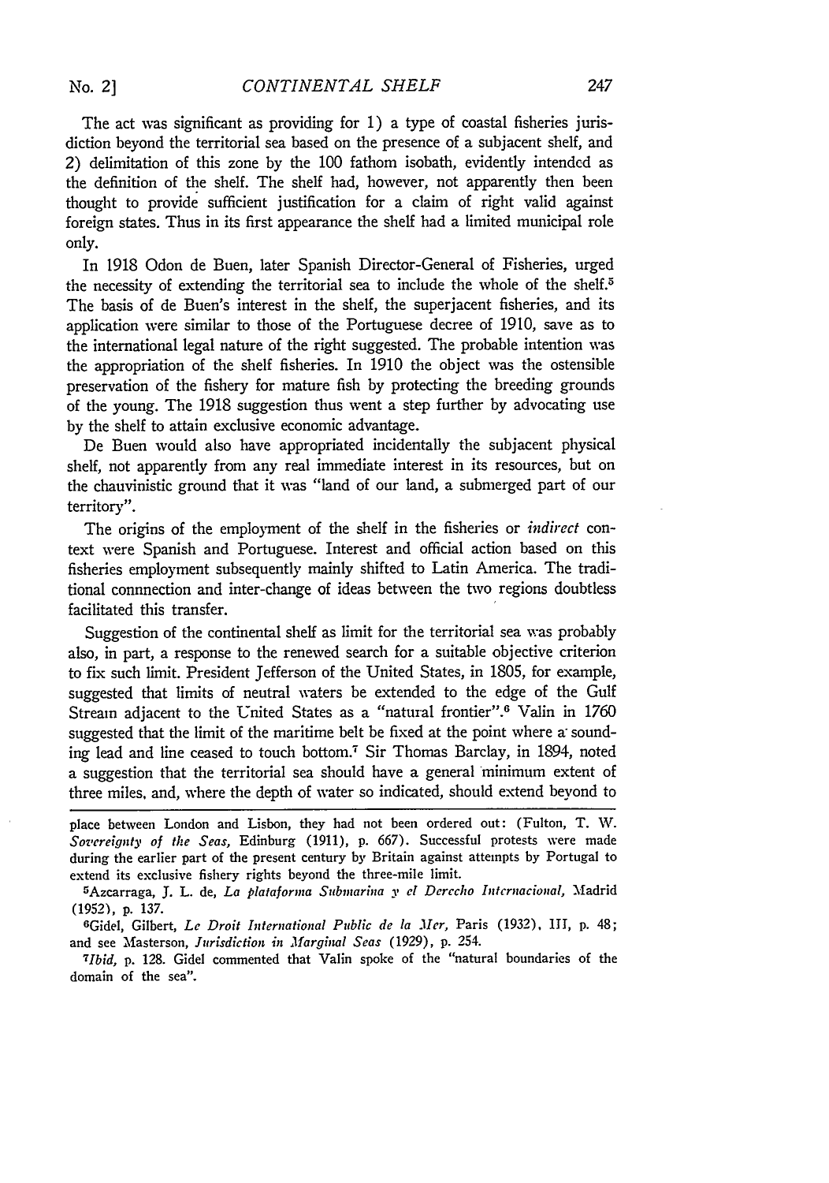The act was significant as providing for 1) a type of coastal fisheries jurisdiction beyond the territorial sea based on the presence of a subjacent shelf, and 2) delimitation of this zone by the 100 fathom isobath, evidently intended as the definition of the shelf. The shelf had, however, not apparently then been thought to provide sufficient justification for a claim of right valid against foreign states. Thus in its first appearance the shelf had a limited municipal role only.

In 1918 Odon de Buen, later Spanish Director-General of Fisheries, urged the necessity of extending the territorial sea to include the whole of the shelf.[5] The basis of de Buen's interest in the shelf, the superjacent fisheries, and its application were similar to those of the Portuguese decree of 1910, save as to the international legal nature of the right suggested. The probable intention was the appropriation of the shelf fisheries. In 1910 the object was the ostensible preservation of the fishery for mature fish by protecting the breeding grounds of the young. The 1918 suggestion thus went a step further by advocating use by the shelf to attain exclusive economic advantage.

De Buen would also have appropriated incidentally the subjacent physical shelf, not apparently from any real immediate interest in its resources, but on the chauvinistic ground that it was "land of our land, a submerged part of our territory".

The origins of the employment of the shelf in the fisheries or *indirect* context were Spanish and Portuguese. Interest and official action based on this fisheries employment subsequently mainly shifted to Latin America. The traditional connnection and inter-change of ideas between the two regions doubtless facilitated this transfer.

Suggestion of the continental shelf as limit for the territorial sea was probably also, in part, a response to the renewed search for a suitable objective criterion to fix such limit. President Jefferson of the United States, in 1805, for example, suggested that limits of neutral waters be extended to the edge of the Gulf Stream adjacent to the United States as a "natural frontier".[6] Valin in 1760 suggested that the limit of the maritime belt be fixed at the point where a sounding lead and line ceased to touch bottom.[7] Sir Thomas Barclay, in 1894, noted a suggestion that the territorial sea should have a general minimum extent of three miles, and, where the depth of water so indicated, should extend beyond to

---

place between London and Lisbon, they had not been ordered out: (Fulton, T. W. *Sovereignty of the Seas,* Edinburg (1911), p. 667). Successful protests were made during the earlier part of the present century by Britain against attempts by Portugal to extend its exclusive fishery rights beyond the three-mile limit.

[5]Azcarraga, J. L. de, *La plataforma Submarina y el Derecho Internacional,* Madrid (1952), p. 137.

[6]Gidel, Gilbert, *Le Droit International Public de la Mer,* Paris (1932), III, p. 48; and see Masterson, *Jurisdiction in Marginal Seas* (1929), p. 254.

[7]*Ibid,* p. 128. Gidel commented that Valin spoke of the "natural boundaries of the domain of the sea".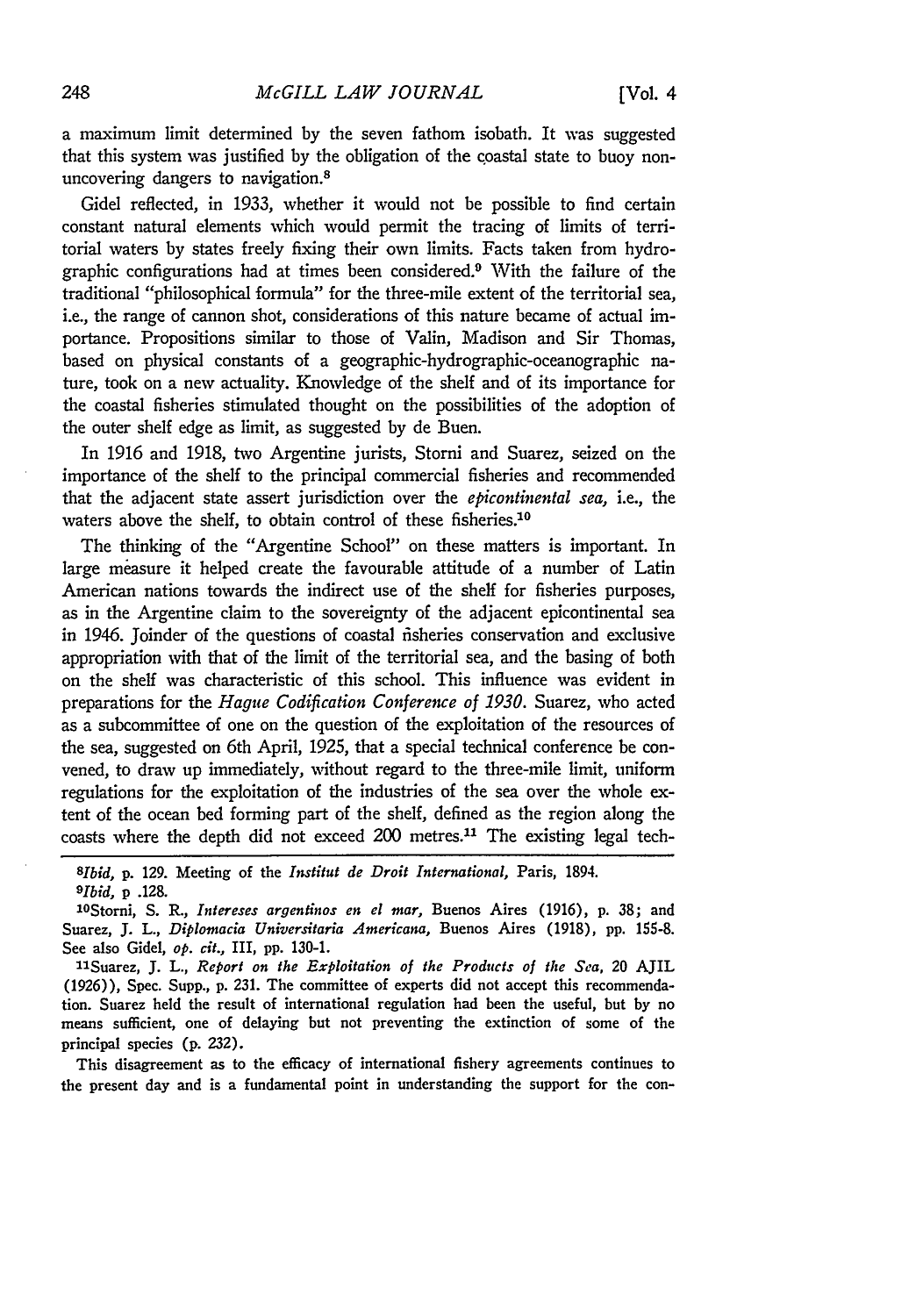a maximum limit determined by the seven fathom isobath. It was suggested that this system was justified by the obligation of the coastal state to buoy non-uncovering dangers to navigation.[8]

Gidel reflected, in 1933, whether it would not be possible to find certain constant natural elements which would permit the tracing of limits of territorial waters by states freely fixing their own limits. Facts taken from hydrographic configurations had at times been considered.[9] With the failure of the traditional "philosophical formula" for the three-mile extent of the territorial sea, i.e., the range of cannon shot, considerations of this nature became of actual importance. Propositions similar to those of Valin, Madison and Sir Thomas, based on physical constants of a geographic-hydrographic-oceanographic nature, took on a new actuality. Knowledge of the shelf and of its importance for the coastal fisheries stimulated thought on the possibilities of the adoption of the outer shelf edge as limit, as suggested by de Buen.

In 1916 and 1918, two Argentine jurists, Storni and Suarez, seized on the importance of the shelf to the principal commercial fisheries and recommended that the adjacent state assert jurisdiction over the *epicontinental sea*, i.e., the waters above the shelf, to obtain control of these fisheries.[10]

The thinking of the "Argentine School" on these matters is important. In large measure it helped create the favourable attitude of a number of Latin American nations towards the indirect use of the shelf for fisheries purposes, as in the Argentine claim to the sovereignty of the adjacent epicontinental sea in 1946. Joinder of the questions of coastal fisheries conservation and exclusive appropriation with that of the limit of the territorial sea, and the basing of both on the shelf was characteristic of this school. This influence was evident in preparations for the *Hague Codification Conference of 1930*. Suarez, who acted as a subcommittee of one on the question of the exploitation of the resources of the sea, suggested on 6th April, 1925, that a special technical conference be convened, to draw up immediately, without regard to the three-mile limit, uniform regulations for the exploitation of the industries of the sea over the whole extent of the ocean bed forming part of the shelf, defined as the region along the coasts where the depth did not exceed 200 metres.[11] The existing legal tech-

---

[8] *Ibid*, p. 129. Meeting of the *Institut de Droit International*, Paris, 1894.

[9] *Ibid*, p .128.

[10] Storni, S. R., *Intereses argentinos en el mar*, Buenos Aires (1916), p. 38; and Suarez, J. L., *Diplomacia Universitaria Americana*, Buenos Aires (1918), pp. 155-8. See also Gidel, *op. cit.*, III, pp. 130-1.

[11] Suarez, J. L., *Report on the Exploitation of the Products of the Sea*, 20 AJIL (1926)), Spec. Supp., p. 231. The committee of experts did not accept this recommendation. Suarez held the result of international regulation had been the useful, but by no means sufficient, one of delaying but not preventing the extinction of some of the principal species (p. 232).

This disagreement as to the efficacy of international fishery agreements continues to the present day and is a fundamental point in understanding the support for the con-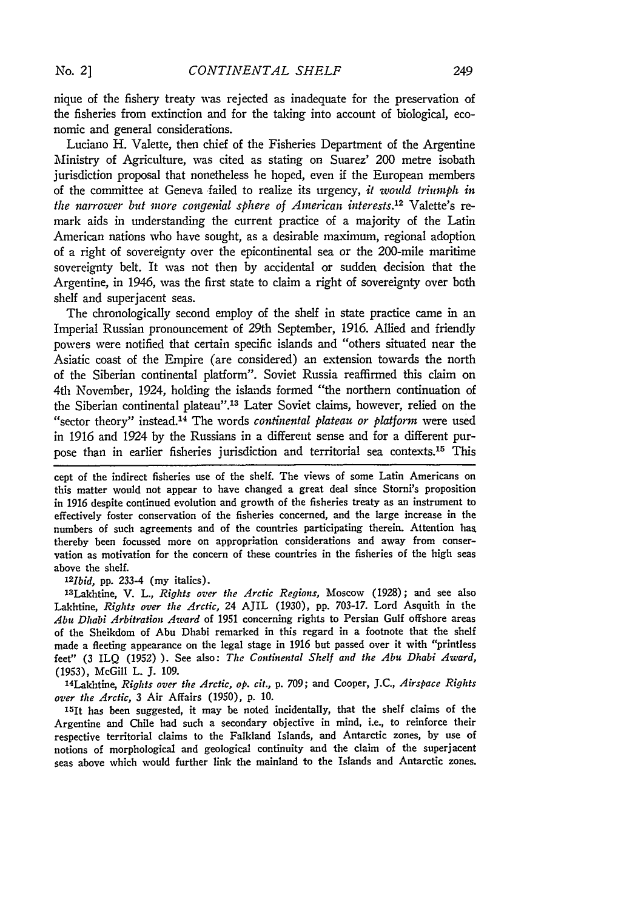nique of the fishery treaty was rejected as inadequate for the preservation of the fisheries from extinction and for the taking into account of biological, economic and general considerations.

Luciano H. Valette, then chief of the Fisheries Department of the Argentine Ministry of Agriculture, was cited as stating on Suarez' 200 metre isobath jurisdiction proposal that nonetheless he hoped, even if the European members of the committee at Geneva failed to realize its urgency, *it would triumph in the narrower but more congenial sphere of American interests*.[12] Valette's remark aids in understanding the current practice of a majority of the Latin American nations who have sought, as a desirable maximum, regional adoption of a right of sovereignty over the epicontinental sea or the 200-mile maritime sovereignty belt. It was not then by accidental or sudden decision that the Argentine, in 1946, was the first state to claim a right of sovereignty over both shelf and superjacent seas.

The chronologically second employ of the shelf in state practice came in an Imperial Russian pronouncement of 29th September, 1916. Allied and friendly powers were notified that certain specific islands and "others situated near the Asiatic coast of the Empire (are considered) an extension towards the north of the Siberian continental platform". Soviet Russia reaffirmed this claim on 4th November, 1924, holding the islands formed "the northern continuation of the Siberian continental plateau".[13] Later Soviet claims, however, relied on the "sector theory" instead.[14] The words *continental plateau or platform* were used in 1916 and 1924 by the Russians in a different sense and for a different purpose than in earlier fisheries jurisdiction and territorial sea contexts.[15] This

---

cept of the indirect fisheries use of the shelf. The views of some Latin Americans on this matter would not appear to have changed a great deal since Storni's proposition in 1916 despite continued evolution and growth of the fisheries treaty as an instrument to effectively foster conservation of the fisheries concerned, and the large increase in the numbers of such agreements and of the countries participating therein. Attention has thereby been focussed more on appropriation considerations and away from conservation as motivation for the concern of these countries in the fisheries of the high seas above the shelf.

[12] *Ibid*, pp. 233-4 (my italics).

[13] Lakhtine, V. L., *Rights over the Arctic Regions*, Moscow (1928); and see also Lakhtine, *Rights over the Arctic*, 24 AJIL (1930), pp. 703-17. Lord Asquith in the *Abu Dhabi Arbitration Award* of 1951 concerning rights to Persian Gulf offshore areas of the Sheikdom of Abu Dhabi remarked in this regard in a footnote that the shelf made a fleeting appearance on the legal stage in 1916 but passed over it with "printless feet" (3 ILQ (1952) ). See also: *The Continental Shelf and the Abu Dhabi Award*, (1953), McGill L. J. 109.

[14] Lakhtine, *Rights over the Arctic, op. cit.*, p. 709; and Cooper, J.C., *Airspace Rights over the Arctic*, 3 Air Affairs (1950), p. 10.

[15] It has been suggested, it may be noted incidentally, that the shelf claims of the Argentine and Chile had such a secondary objective in mind, i.e., to reinforce their respective territorial claims to the Falkland Islands, and Antarctic zones, by use of notions of morphological and geological continuity and the claim of the superjacent seas above which would further link the mainland to the Islands and Antarctic zones.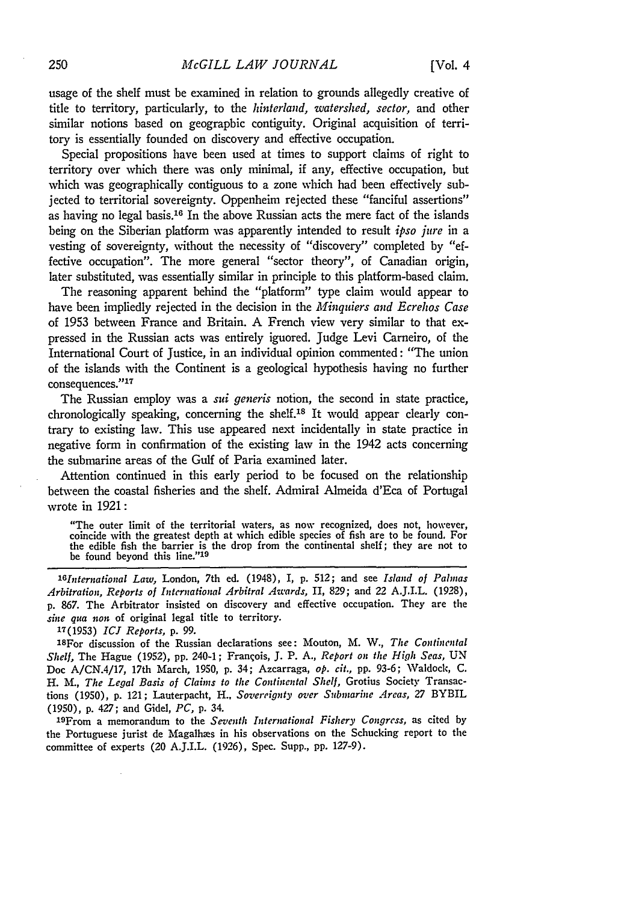usage of the shelf must be examined in relation to grounds allegedly creative of title to territory, particularly, to the *hinterland, watershed, sector,* and other similar notions based on geographic contiguity. Original acquisition of territory is essentially founded on discovery and effective occupation.

Special propositions have been used at times to support claims of right to territory over which there was only minimal, if any, effective occupation, but which was geographically contiguous to a zone which had been effectively subjected to territorial sovereignty. Oppenheim rejected these "fanciful assertions" as having no legal basis.[16] In the above Russian acts the mere fact of the islands being on the Siberian platform was apparently intended to result *ipso jure* in a vesting of sovereignty, without the necessity of "discovery" completed by "effective occupation". The more general "sector theory", of Canadian origin, later substituted, was essentially similar in principle to this platform-based claim.

The reasoning apparent behind the "platform" type claim would appear to have been impliedly rejected in the decision in the *Minquiers and Ecrehos Case* of 1953 between France and Britain. A French view very similar to that expressed in the Russian acts was entirely ignored. Judge Levi Carneiro, of the International Court of Justice, in an individual opinion commented: "The union of the islands with the Continent is a geological hypothesis having no further consequences."[17]

The Russian employ was a *sui generis* notion, the second in state practice, chronologically speaking, concerning the shelf.[18] It would appear clearly contrary to existing law. This use appeared next incidentally in state practice in negative form in confirmation of the existing law in the 1942 acts concerning the submarine areas of the Gulf of Paria examined later.

Attention continued in this early period to be focused on the relationship between the coastal fisheries and the shelf. Admiral Almeida d'Eca of Portugal wrote in 1921:

> "The outer limit of the territorial waters, as now recognized, does not, however, coincide with the greatest depth at which edible species of fish are to be found. For the edible fish the barrier is the drop from the continental shelf; they are not to be found beyond this line."[19]

---

[16] *International Law,* London, 7th ed. (1948), I, p. 512; and see *Island of Palmas Arbitration, Reports of International Arbitral Awards,* II, 829; and 22 A.J.I.L. (1928), p. 867. The Arbitrator insisted on discovery and effective occupation. They are the *sine qua non* of original legal title to territory.

[17] (1953) *ICJ Reports,* p. 99.

[18] For discussion of the Russian declarations see: Mouton, M. W., *The Continental Shelf,* The Hague (1952), pp. 240-1; François, J. P. A., *Report on the High Seas,* UN Doc A/CN.4/17, 17th March, 1950, p. 34; Azcarraga, *op. cit.,* pp. 93-6; Waldock, C. H. M., *The Legal Basis of Claims to the Continental Shelf,* Grotius Society Transactions (1950), p. 121; Lauterpacht, H., *Sovereignty over Submarine Areas,* 27 BYBIL (1950), p. 427; and Gidel, *PC,* p. 34.

[19] From a memorandum to the *Seventh International Fishery Congress,* as cited by the Portuguese jurist de Magalhæs in his observations on the Schucking report to the committee of experts (20 A.J.I.L. (1926), Spec. Supp., pp. 127-9).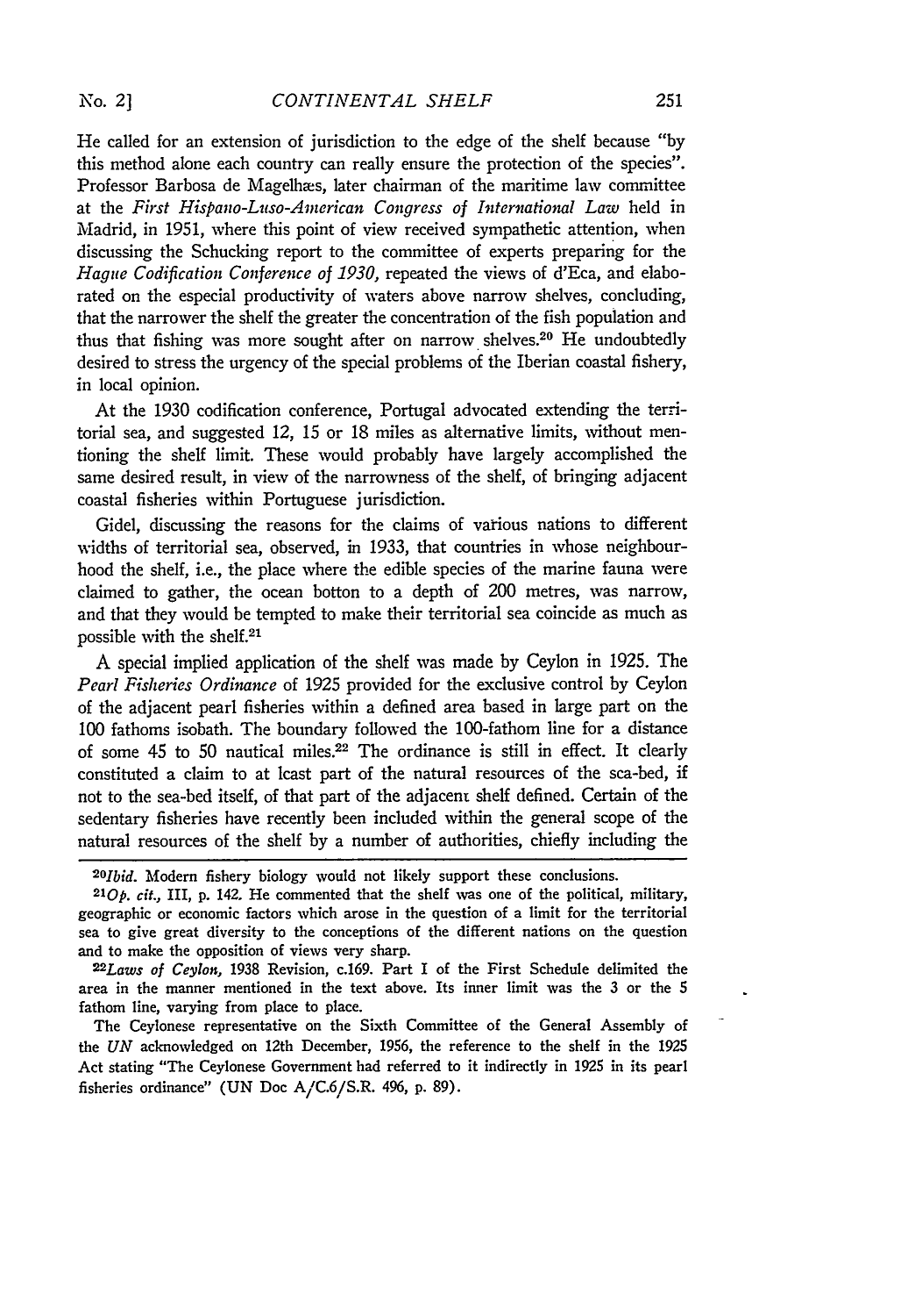He called for an extension of jurisdiction to the edge of the shelf because "by this method alone each country can really ensure the protection of the species". Professor Barbosa de Magelhæs, later chairman of the maritime law committee at the *First Hispano-Luso-American Congress of International Law* held in Madrid, in 1951, where this point of view received sympathetic attention, when discussing the Schucking report to the committee of experts preparing for the *Hague Codification Conference of 1930,* repeated the views of d'Eca, and elaborated on the especial productivity of waters above narrow shelves, concluding, that the narrower the shelf the greater the concentration of the fish population and thus that fishing was more sought after on narrow shelves.[20] He undoubtedly desired to stress the urgency of the special problems of the Iberian coastal fishery, in local opinion.

At the 1930 codification conference, Portugal advocated extending the territorial sea, and suggested 12, 15 or 18 miles as alternative limits, without mentioning the shelf limit. These would probably have largely accomplished the same desired result, in view of the narrowness of the shelf, of bringing adjacent coastal fisheries within Portuguese jurisdiction.

Gidel, discussing the reasons for the claims of various nations to different widths of territorial sea, observed, in 1933, that countries in whose neighbourhood the shelf, i.e., the place where the edible species of the marine fauna were claimed to gather, the ocean botton to a depth of 200 metres, was narrow, and that they would be tempted to make their territorial sea coincide as much as possible with the shelf.[21]

A special implied application of the shelf was made by Ceylon in 1925. The *Pearl Fisheries Ordinance* of 1925 provided for the exclusive control by Ceylon of the adjacent pearl fisheries within a defined area based in large part on the 100 fathoms isobath. The boundary followed the 100-fathom line for a distance of some 45 to 50 nautical miles.[22] The ordinance is still in effect. It clearly constituted a claim to at least part of the natural resources of the sea-bed, if not to the sea-bed itself, of that part of the adjacent shelf defined. Certain of the sedentary fisheries have recently been included within the general scope of the natural resources of the shelf by a number of authorities, chiefly including the

[20] *Ibid.* Modern fishery biology would not likely support these conclusions.

[21] *Op. cit.,* III, p. 142. He commented that the shelf was one of the political, military, geographic or economic factors which arose in the question of a limit for the territorial sea to give great diversity to the conceptions of the different nations on the question and to make the opposition of views very sharp.

[22] *Laws of Ceylon,* 1938 Revision, c.169. Part I of the First Schedule delimited the area in the manner mentioned in the text above. Its inner limit was the 3 or the 5 fathom line, varying from place to place.

The Ceylonese representative on the Sixth Committee of the General Assembly of the *UN* acknowledged on 12th December, 1956, the reference to the shelf in the 1925 Act stating "The Ceylonese Government had referred to it indirectly in 1925 in its pearl fisheries ordinance" (UN Doc A/C.6/S.R. 496, p. 89).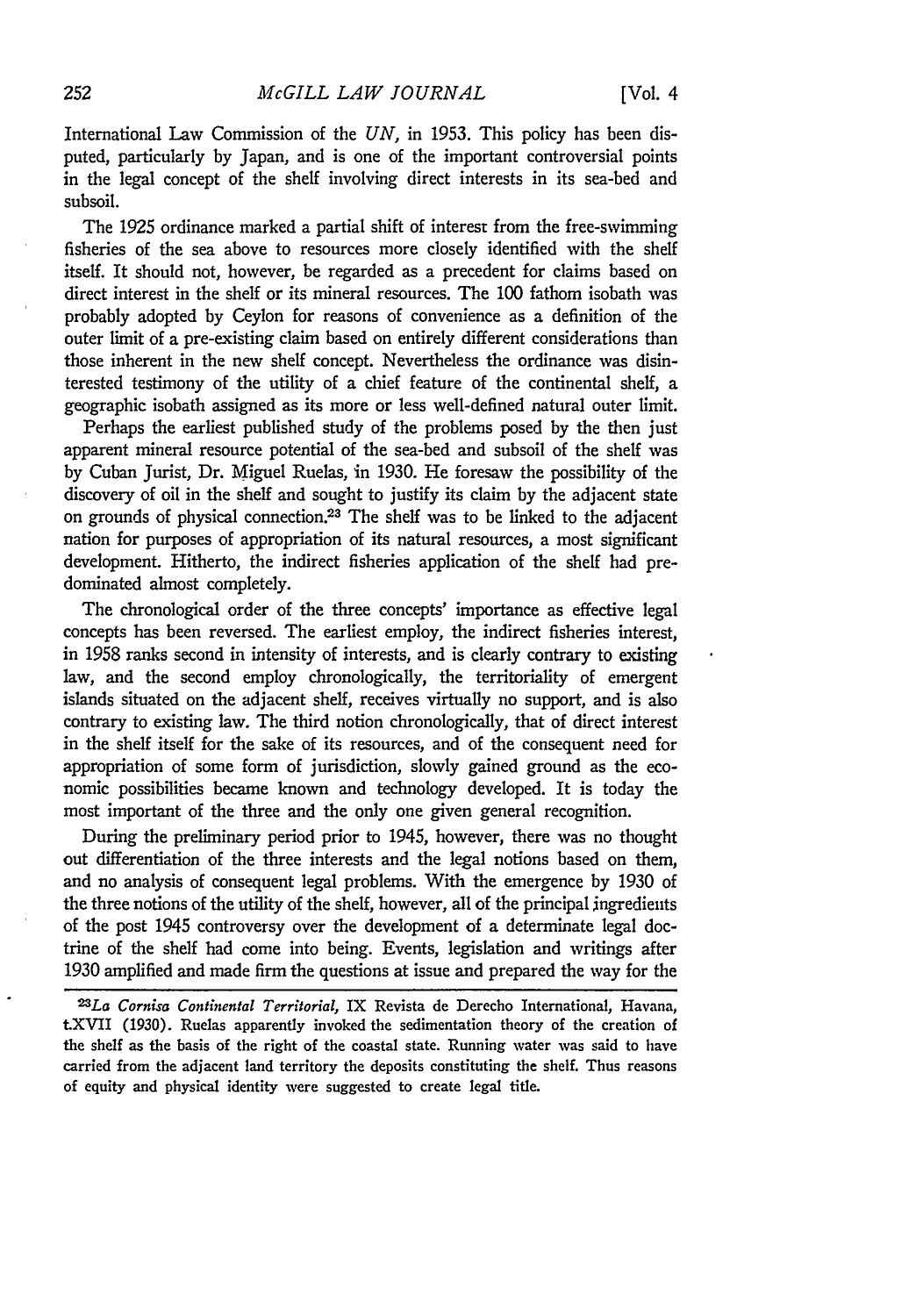International Law Commission of the *UN*, in 1953. This policy has been disputed, particularly by Japan, and is one of the important controversial points in the legal concept of the shelf involving direct interests in its sea-bed and subsoil.

The 1925 ordinance marked a partial shift of interest from the free-swimming fisheries of the sea above to resources more closely identified with the shelf itself. It should not, however, be regarded as a precedent for claims based on direct interest in the shelf or its mineral resources. The 100 fathom isobath was probably adopted by Ceylon for reasons of convenience as a definition of the outer limit of a pre-existing claim based on entirely different considerations than those inherent in the new shelf concept. Nevertheless the ordinance was disinterested testimony of the utility of a chief feature of the continental shelf, a geographic isobath assigned as its more or less well-defined natural outer limit.

Perhaps the earliest published study of the problems posed by the then just apparent mineral resource potential of the sea-bed and subsoil of the shelf was by Cuban Jurist, Dr. Miguel Ruelas, in 1930. He foresaw the possibility of the discovery of oil in the shelf and sought to justify its claim by the adjacent state on grounds of physical connection.[23] The shelf was to be linked to the adjacent nation for purposes of appropriation of its natural resources, a most significant development. Hitherto, the indirect fisheries application of the shelf had predominated almost completely.

The chronological order of the three concepts' importance as effective legal concepts has been reversed. The earliest employ, the indirect fisheries interest, in 1958 ranks second in intensity of interests, and is clearly contrary to existing law, and the second employ chronologically, the territoriality of emergent islands situated on the adjacent shelf, receives virtually no support, and is also contrary to existing law. The third notion chronologically, that of direct interest in the shelf itself for the sake of its resources, and of the consequent need for appropriation of some form of jurisdiction, slowly gained ground as the economic possibilities became known and technology developed. It is today the most important of the three and the only one given general recognition.

During the preliminary period prior to 1945, however, there was no thought out differentiation of the three interests and the legal notions based on them, and no analysis of consequent legal problems. With the emergence by 1930 of the three notions of the utility of the shelf, however, all of the principal ingredients of the post 1945 controversy over the development of a determinate legal doctrine of the shelf had come into being. Events, legislation and writings after 1930 amplified and made firm the questions at issue and prepared the way for the

---

[23]*La Cornisa Continental Territorial*, IX Revista de Derecho International, Havana, t.XVII (1930). Ruelas apparently invoked the sedimentation theory of the creation of the shelf as the basis of the right of the coastal state. Running water was said to have carried from the adjacent land territory the deposits constituting the shelf. Thus reasons of equity and physical identity were suggested to create legal title.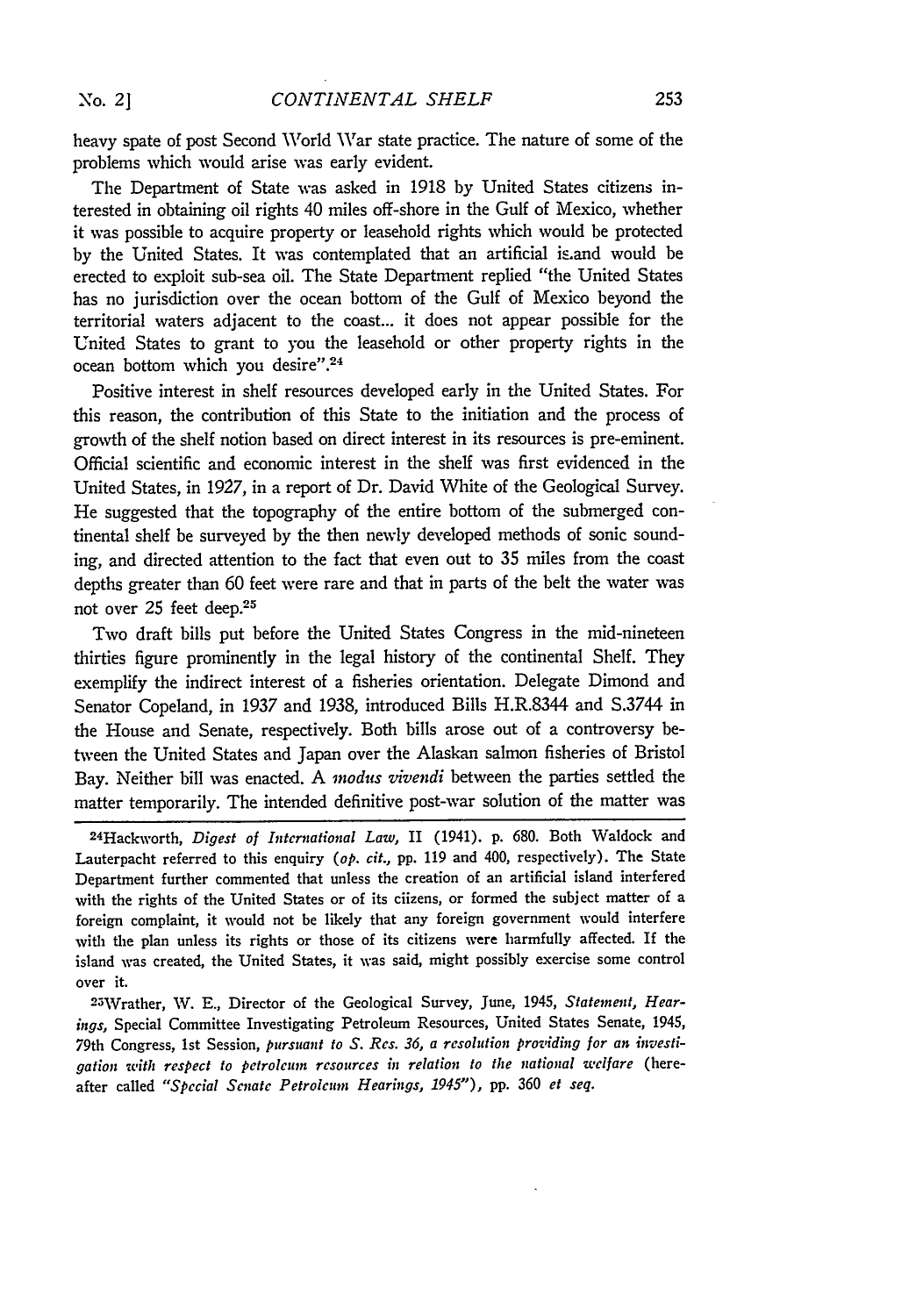heavy spate of post Second World War state practice. The nature of some of the problems which would arise was early evident.

The Department of State was asked in 1918 by United States citizens interested in obtaining oil rights 40 miles off-shore in the Gulf of Mexico, whether it was possible to acquire property or leasehold rights which would be protected by the United States. It was contemplated that an artificial island would be erected to exploit sub-sea oil. The State Department replied "the United States has no jurisdiction over the ocean bottom of the Gulf of Mexico beyond the territorial waters adjacent to the coast... it does not appear possible for the United States to grant to you the leasehold or other property rights in the ocean bottom which you desire".[24]

Positive interest in shelf resources developed early in the United States. For this reason, the contribution of this State to the initiation and the process of growth of the shelf notion based on direct interest in its resources is pre-eminent. Official scientific and economic interest in the shelf was first evidenced in the United States, in 1927, in a report of Dr. David White of the Geological Survey. He suggested that the topography of the entire bottom of the submerged continental shelf be surveyed by the then newly developed methods of sonic sounding, and directed attention to the fact that even out to 35 miles from the coast depths greater than 60 feet were rare and that in parts of the belt the water was not over 25 feet deep.[25]

Two draft bills put before the United States Congress in the mid-nineteen thirties figure prominently in the legal history of the continental Shelf. They exemplify the indirect interest of a fisheries orientation. Delegate Dimond and Senator Copeland, in 1937 and 1938, introduced Bills H.R.8344 and S.3744 in the House and Senate, respectively. Both bills arose out of a controversy between the United States and Japan over the Alaskan salmon fisheries of Bristol Bay. Neither bill was enacted. A *modus vivendi* between the parties settled the matter temporarily. The intended definitive post-war solution of the matter was

---

[24] Hackworth, *Digest of International Law*, II (1941). p. 680. Both Waldock and Lauterpacht referred to this enquiry (*op. cit.*, pp. 119 and 400, respectively). The State Department further commented that unless the creation of an artificial island interfered with the rights of the United States or of its ciizens, or formed the subject matter of a foreign complaint, it would not be likely that any foreign government would interfere with the plan unless its rights or those of its citizens were harmfully affected. If the island was created, the United States, it was said, might possibly exercise some control over it.

[25] Wrather, W. E., Director of the Geological Survey, June, 1945, *Statement, Hearings*, Special Committee Investigating Petroleum Resources, United States Senate, 1945, 79th Congress, 1st Session, *pursuant to S. Res. 36, a resolution providing for an investigation with respect to petroleum resources in relation to the national welfare* (hereafter called *"Special Senate Petroleum Hearings, 1945"*), pp. 360 *et seq.*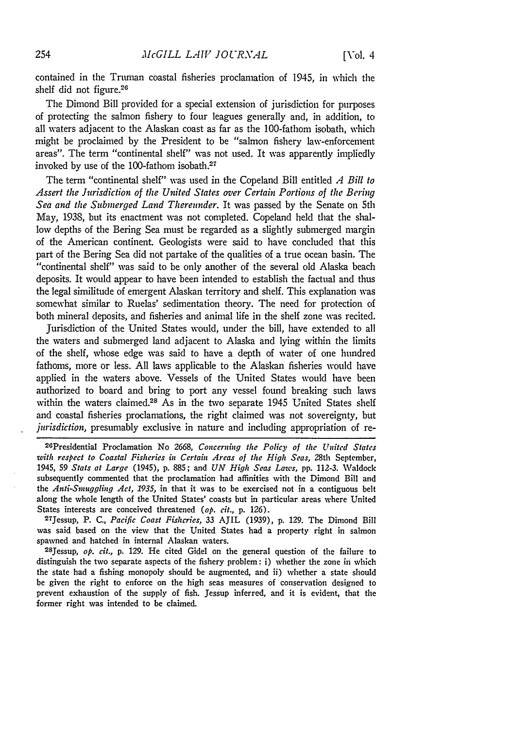contained in the Truman coastal fisheries proclamation of 1945, in which the shelf did not figure.[26]

The Dimond Bill provided for a special extension of jurisdiction for purposes of protecting the salmon fishery to four leagues generally and, in addition, to all waters adjacent to the Alaskan coast as far as the 100-fathom isobath, which might be proclaimed by the President to be "salmon fishery law-enforcement areas". The term "continental shelf" was not used. It was apparently impliedly invoked by use of the 100-fathom isobath.[27]

The term "continental shelf" was used in the Copeland Bill entitled *A Bill to Assert the Jurisdiction of the United States over Certain Portions of the Bering Sea and the Submerged Land Thereunder*. It was passed by the Senate on 5th May, 1938, but its enactment was not completed. Copeland held that the shallow depths of the Bering Sea must be regarded as a slightly submerged margin of the American continent. Geologists were said to have concluded that this part of the Bering Sea did not partake of the qualities of a true ocean basin. The "continental shelf" was said to be only another of the several old Alaska beach deposits. It would appear to have been intended to establish the factual and thus the legal similitude of emergent Alaskan territory and shelf. This explanation was somewhat similar to Ruelas' sedimentation theory. The need for protection of both mineral deposits, and fisheries and animal life in the shelf zone was recited.

Jurisdiction of the United States would, under the bill, have extended to all the waters and submerged land adjacent to Alaska and lying within the limits of the shelf, whose edge was said to have a depth of water of one hundred fathoms, more or less. All laws applicable to the Alaskan fisheries would have applied in the waters above. Vessels of the United States would have been authorized to board and bring to port any vessel found breaking such laws within the waters claimed.[28] As in the two separate 1945 United States shelf and coastal fisheries proclamations, the right claimed was not sovereignty, but *jurisdiction*, presumably exclusive in nature and including appropriation of re-

---

[26] Presidential Proclamation No 2668, *Concerning the Policy of the United States with respect to Coastal Fisheries in Certain Areas of the High Seas*, 28th September, 1945, 59 *Stats at Large* (1945), p. 885; and *UN High Seas Laws*, pp. 112-3. Waldock subsequently commented that the proclamation had affinities with the Dimond Bill and the *Anti-Smuggling Act, 1935*, in that it was to be exercised not in a contiguous belt along the whole length of the United States' coasts but in particular areas where United States interests are conceived threatened (*op. cit.*, p. 126).

[27] Jessup, P. C., *Pacific Coast Fisheries*, 33 AJIL (1939), p. 129. The Dimond Bill was said based on the view that the United States had a property right in salmon spawned and hatched in internal Alaskan waters.

[28] Jessup, *op. cit.*, p. 129. He cited Gidel on the general question of the failure to distinguish the two separate aspects of the fishery problem: i) whether the zone in which the state had a fishing monopoly should be augmented, and ii) whether a state should be given the right to enforce on the high seas measures of conservation designed to prevent exhaustion of the supply of fish. Jessup inferred, and it is evident, that the former right was intended to be claimed.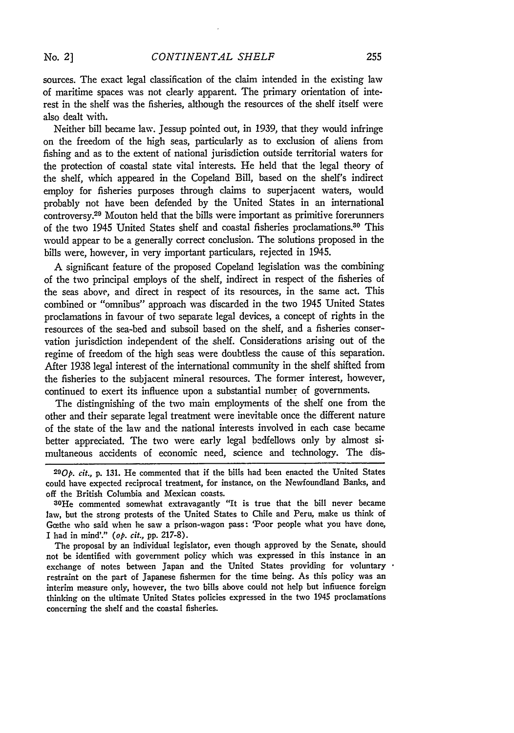sources. The exact legal classification of the claim intended in the existing law of maritime spaces was not clearly apparent. The primary orientation of interest in the shelf was the fisheries, although the resources of the shelf itself were also dealt with.

Neither bill became law. Jessup pointed out, in 1939, that they would infringe on the freedom of the high seas, particularly as to exclusion of aliens from fishing and as to the extent of national jurisdiction outside territorial waters for the protection of coastal state vital interests. He held that the legal theory of the shelf, which appeared in the Copeland Bill, based on the shelf's indirect employ for fisheries purposes through claims to superjacent waters, would probably not have been defended by the United States in an international controversy.[29] Mouton held that the bills were important as primitive forerunners of the two 1945 United States shelf and coastal fisheries proclamations.[30] This would appear to be a generally correct conclusion. The solutions proposed in the bills were, however, in very important particulars, rejected in 1945.

A significant feature of the proposed Copeland legislation was the combining of the two principal employs of the shelf, indirect in respect of the fisheries of the seas above, and direct in respect of its resources, in the same act. This combined or "omnibus" approach was discarded in the two 1945 United States proclamations in favour of two separate legal devices, a concept of rights in the resources of the sea-bed and subsoil based on the shelf, and a fisheries conservation jurisdiction independent of the shelf. Considerations arising out of the regime of freedom of the high seas were doubtless the cause of this separation. After 1938 legal interest of the international community in the shelf shifted from the fisheries to the subjacent mineral resources. The former interest, however, continued to exert its influence upon a substantial number of governments.

The distingnishing of the two main employments of the shelf one from the other and their separate legal treatment were inevitable once the different nature of the state of the law and the national interests involved in each case became better appreciated. The two were early legal bedfellows only by almost simultaneous accidents of economic need, science and technology. The dis-

---

[29]*Op. cit.*, p. 131. He commented that if the bills had been enacted the United States could have expected reciprocal treatment, for instance, on the Newfoundland Banks, and off the British Columbia and Mexican coasts.

[30]He commented somewhat extravagantly "It is true that the bill never became law, but the strong protests of the United States to Chile and Peru, make us think of Gœthe who said when he saw a prison-wagon pass: 'Poor people what you have done, I had in mind'." (*op. cit.*, pp. 217-8).

The proposal by an individual legislator, even though approved by the Senate, should not be identified with government policy which was expressed in this instance in an exchange of notes between Japan and the United States providing for voluntary restraint on the part of Japanese fishermen for the time being. As this policy was an interim measure only, however, the two bills above could not help but influence foreign thinking on the ultimate United States policies expressed in the two 1945 proclamations concerning the shelf and the coastal fisheries.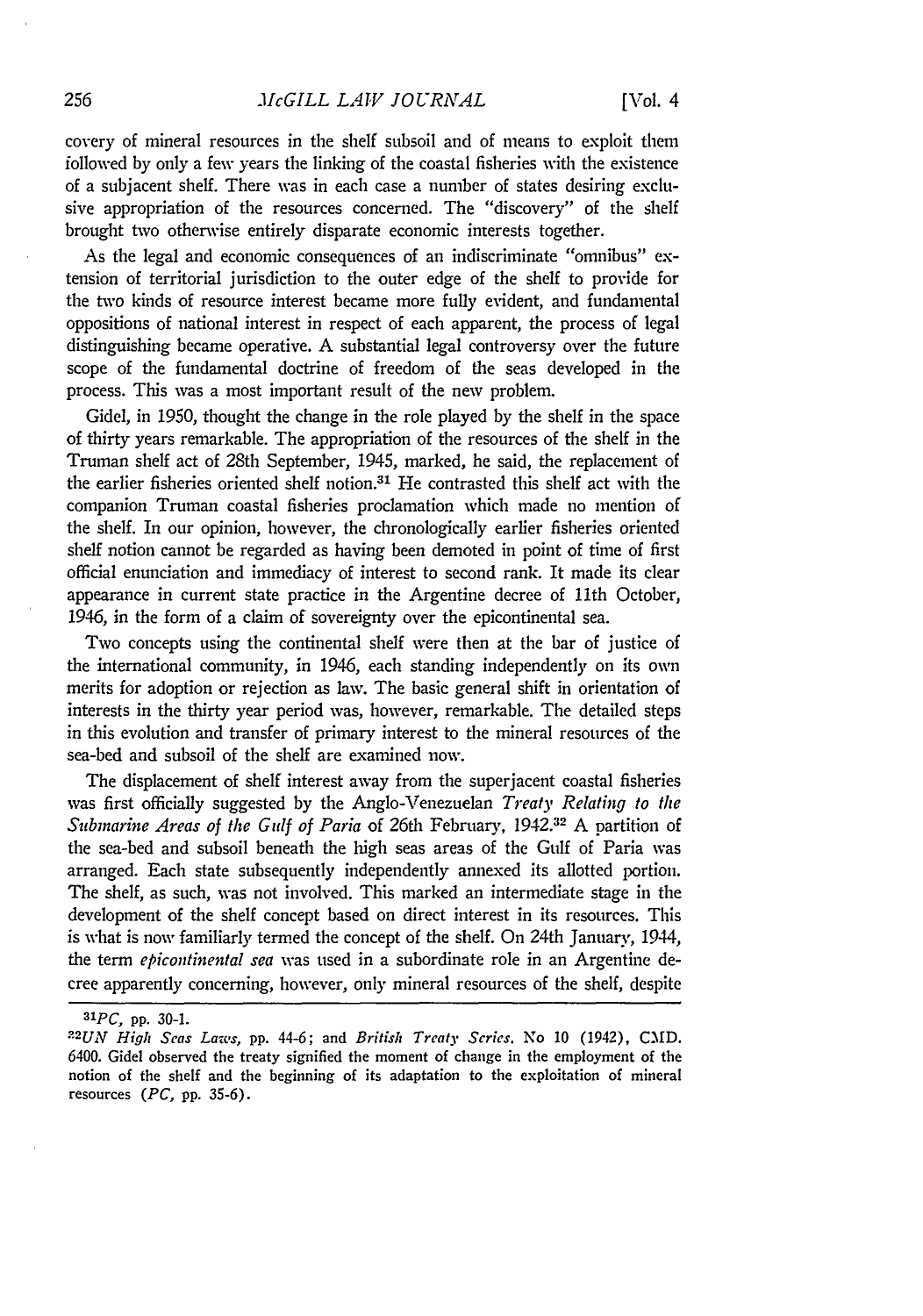covery of mineral resources in the shelf subsoil and of means to exploit them followed by only a few years the linking of the coastal fisheries with the existence of a subjacent shelf. There was in each case a number of states desiring exclusive appropriation of the resources concerned. The "discovery" of the shelf brought two otherwise entirely disparate economic interests together.

As the legal and economic consequences of an indiscriminate "omnibus" extension of territorial jurisdiction to the outer edge of the shelf to provide for the two kinds of resource interest became more fully evident, and fundamental oppositions of national interest in respect of each apparent, the process of legal distinguishing became operative. A substantial legal controversy over the future scope of the fundamental doctrine of freedom of the seas developed in the process. This was a most important result of the new problem.

Gidel, in 1950, thought the change in the role played by the shelf in the space of thirty years remarkable. The appropriation of the resources of the shelf in the Truman shelf act of 28th September, 1945, marked, he said, the replacement of the earlier fisheries oriented shelf notion.[31] He contrasted this shelf act with the companion Truman coastal fisheries proclamation which made no mention of the shelf. In our opinion, however, the chronologically earlier fisheries oriented shelf notion cannot be regarded as having been demoted in point of time of first official enunciation and immediacy of interest to second rank. It made its clear appearance in current state practice in the Argentine decree of 11th October, 1946, in the form of a claim of sovereignty over the epicontinental sea.

Two concepts using the continental shelf were then at the bar of justice of the international community, in 1946, each standing independently on its own merits for adoption or rejection as law. The basic general shift in orientation of interests in the thirty year period was, however, remarkable. The detailed steps in this evolution and transfer of primary interest to the mineral resources of the sea-bed and subsoil of the shelf are examined now.

The displacement of shelf interest away from the superjacent coastal fisheries was first officially suggested by the Anglo-Venezuelan *Treaty Relating to the Submarine Areas of the Gulf of Paria* of 26th February, 1942.[32] A partition of the sea-bed and subsoil beneath the high seas areas of the Gulf of Paria was arranged. Each state subsequently independently annexed its allotted portion. The shelf, as such, was not involved. This marked an intermediate stage in the development of the shelf concept based on direct interest in its resources. This is what is now familiarly termed the concept of the shelf. On 24th January, 1944, the term *epicontinental sea* was used in a subordinate role in an Argentine decree apparently concerning, however, only mineral resources of the shelf, despite

---

[31] *PC*, pp. 30-1.

[32] *UN High Seas Laws*, pp. 44-6; and *British Treaty Series*, No 10 (1942), CMD. 6400. Gidel observed the treaty signified the moment of change in the employment of the notion of the shelf and the beginning of its adaptation to the exploitation of mineral resources (*PC*, pp. 35-6).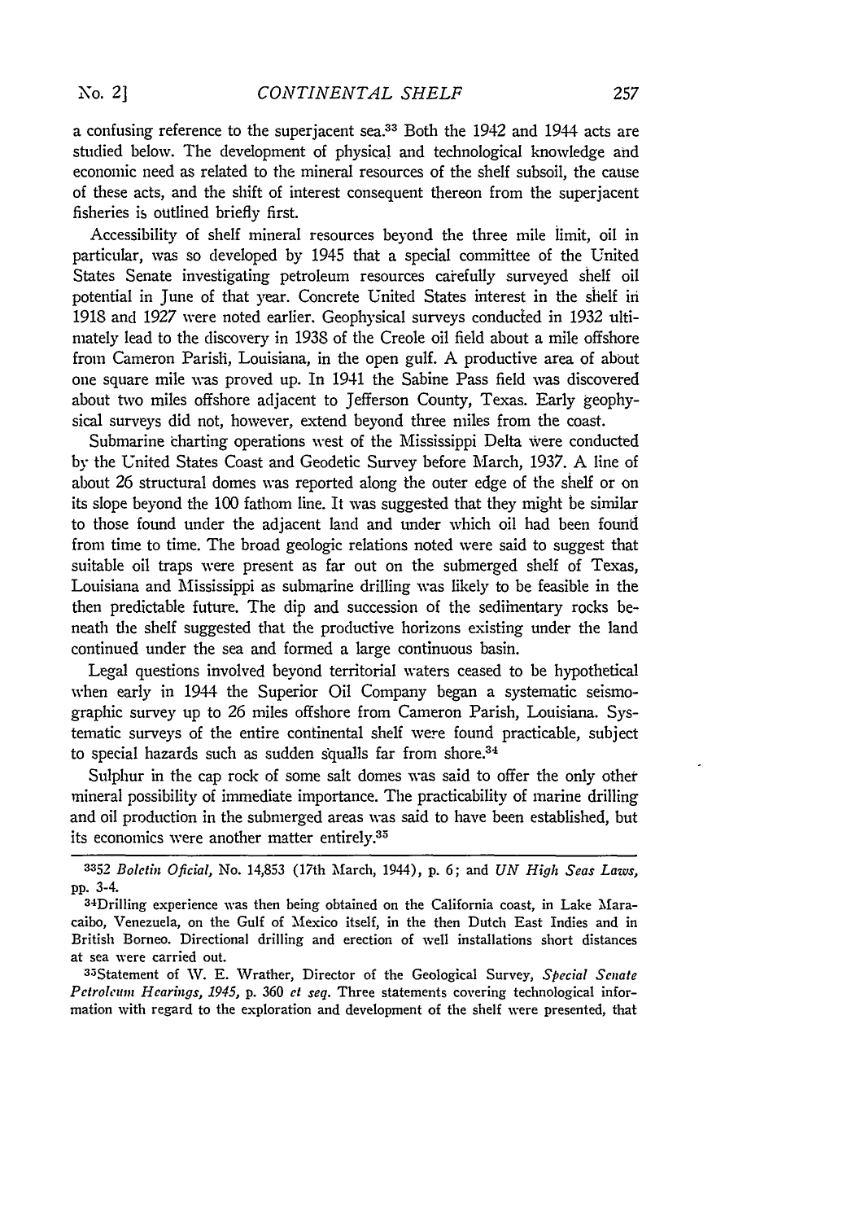a confusing reference to the superjacent sea.[33] Both the 1942 and 1944 acts are studied below. The development of physical and technological knowledge and economic need as related to the mineral resources of the shelf subsoil, the cause of these acts, and the shift of interest consequent thereon from the superjacent fisheries is outlined briefly first.

Accessibility of shelf mineral resources beyond the three mile limit, oil in particular, was so developed by 1945 that a special committee of the United States Senate investigating petroleum resources carefully surveyed shelf oil potential in June of that year. Concrete United States interest in the shelf in 1918 and 1927 were noted earlier. Geophysical surveys conducted in 1932 ultimately lead to the discovery in 1938 of the Creole oil field about a mile offshore from Cameron Parish, Louisiana, in the open gulf. A productive area of about one square mile was proved up. In 1941 the Sabine Pass field was discovered about two miles offshore adjacent to Jefferson County, Texas. Early geophysical surveys did not, however, extend beyond three miles from the coast.

Submarine charting operations west of the Mississippi Delta were conducted by the United States Coast and Geodetic Survey before March, 1937. A line of about 26 structural domes was reported along the outer edge of the shelf or on its slope beyond the 100 fathom line. It was suggested that they might be similar to those found under the adjacent land and under which oil had been found from time to time. The broad geologic relations noted were said to suggest that suitable oil traps were present as far out on the submerged shelf of Texas, Louisiana and Mississippi as submarine drilling was likely to be feasible in the then predictable future. The dip and succession of the sedimentary rocks beneath the shelf suggested that the productive horizons existing under the land continued under the sea and formed a large continuous basin.

Legal questions involved beyond territorial waters ceased to be hypothetical when early in 1944 the Superior Oil Company began a systematic seismographic survey up to 26 miles offshore from Cameron Parish, Louisiana. Systematic surveys of the entire continental shelf were found practicable, subject to special hazards such as sudden squalls far from shore.[34]

Sulphur in the cap rock of some salt domes was said to offer the only other mineral possibility of immediate importance. The practicability of marine drilling and oil production in the submerged areas was said to have been established, but its economics were another matter entirely.[35]

---

[33] 52 *Boletín Oficial*, No. 14,853 (17th March, 1944), p. 6; and *UN High Seas Laws*, pp. 3-4.

[34] Drilling experience was then being obtained on the California coast, in Lake Maracaibo, Venezuela, on the Gulf of Mexico itself, in the then Dutch East Indies and in British Borneo. Directional drilling and erection of well installations short distances at sea were carried out.

[35] Statement of W. E. Wrather, Director of the Geological Survey, *Special Senate Petroleum Hearings, 1945*, p. 360 *et seq.* Three statements covering technological information with regard to the exploration and development of the shelf were presented, that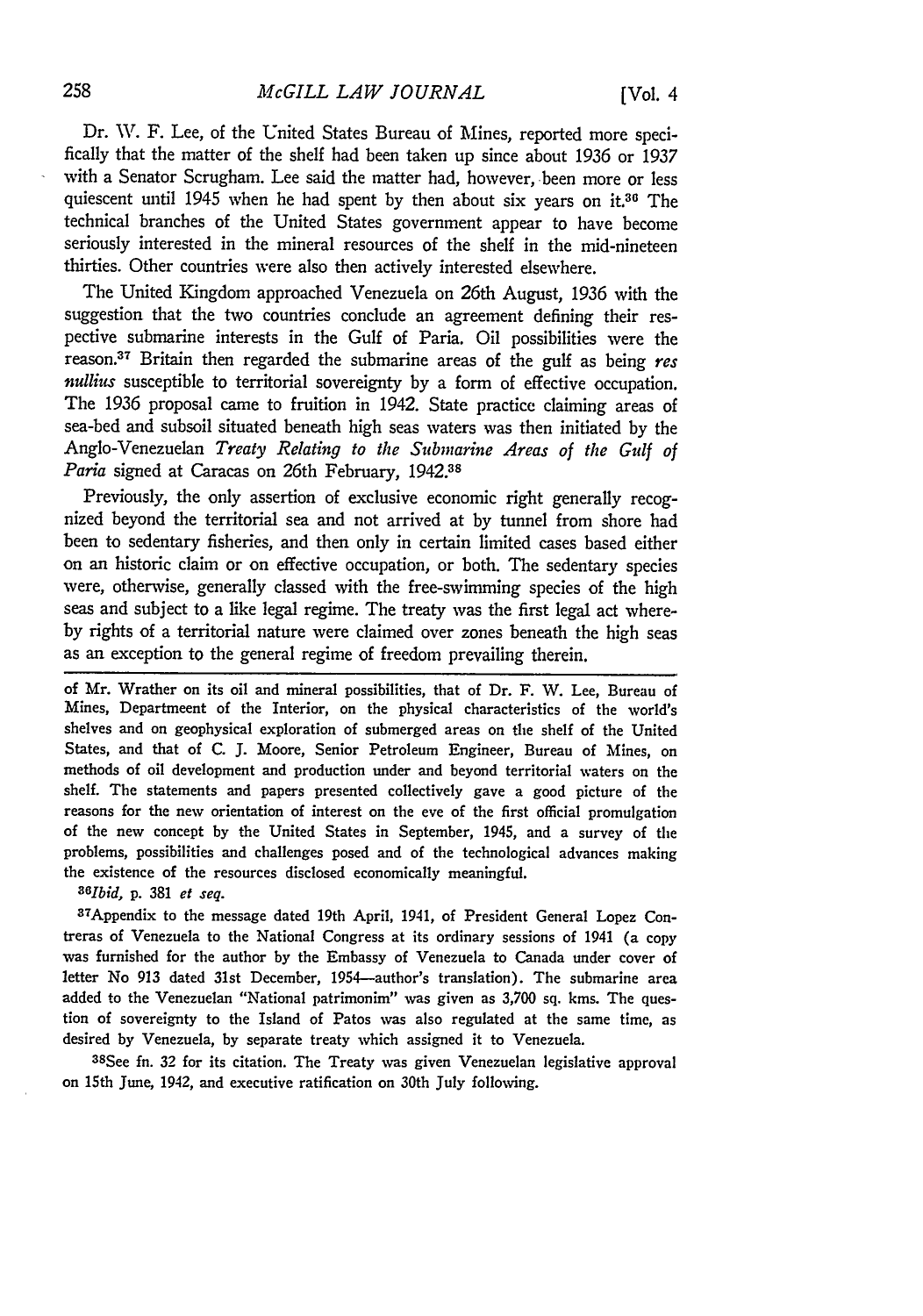Dr. W. F. Lee, of the United States Bureau of Mines, reported more specifically that the matter of the shelf had been taken up since about 1936 or 1937 with a Senator Scrugham. Lee said the matter had, however, been more or less quiescent until 1945 when he had spent by then about six years on it.[36] The technical branches of the United States government appear to have become seriously interested in the mineral resources of the shelf in the mid-nineteen thirties. Other countries were also then actively interested elsewhere.

The United Kingdom approached Venezuela on 26th August, 1936 with the suggestion that the two countries conclude an agreement defining their respective submarine interests in the Gulf of Paria. Oil possibilities were the reason.[37] Britain then regarded the submarine areas of the gulf as being *res nullius* susceptible to territorial sovereignty by a form of effective occupation. The 1936 proposal came to fruition in 1942. State practice claiming areas of sea-bed and subsoil situated beneath high seas waters was then initiated by the Anglo-Venezuelan *Treaty Relating to the Submarine Areas of the Gulf of Paria* signed at Caracas on 26th February, 1942.[38]

Previously, the only assertion of exclusive economic right generally recognized beyond the territorial sea and not arrived at by tunnel from shore had been to sedentary fisheries, and then only in certain limited cases based either on an historic claim or on effective occupation, or both. The sedentary species were, otherwise, generally classed with the free-swimming species of the high seas and subject to a like legal regime. The treaty was the first legal act whereby rights of a territorial nature were claimed over zones beneath the high seas as an exception to the general regime of freedom prevailing therein.

---

of Mr. Wrather on its oil and mineral possibilities, that of Dr. F. W. Lee, Bureau of Mines, Departmeent of the Interior, on the physical characteristics of the world's shelves and on geophysical exploration of submerged areas on the shelf of the United States, and that of C. J. Moore, Senior Petroleum Engineer, Bureau of Mines, on methods of oil development and production under and beyond territorial waters on the shelf. The statements and papers presented collectively gave a good picture of the reasons for the new orientation of interest on the eve of the first official promulgation of the new concept by the United States in September, 1945, and a survey of the problems, possibilities and challenges posed and of the technological advances making the existence of the resources disclosed economically meaningful.

[36]*Ibid*, p. 381 *et seq.*

[37]Appendix to the message dated 19th April, 1941, of President General Lopez Contreras of Venezuela to the National Congress at its ordinary sessions of 1941 (a copy was furnished for the author by the Embassy of Venezuela to Canada under cover of letter No 913 dated 31st December, 1954—author's translation). The submarine area added to the Venezuelan "National patrimonim" was given as 3,700 sq. kms. The question of sovereignty to the Island of Patos was also regulated at the same time, as desired by Venezuela, by separate treaty which assigned it to Venezuela.

[38]See fn. 32 for its citation. The Treaty was given Venezuelan legislative approval on 15th June, 1942, and executive ratification on 30th July following.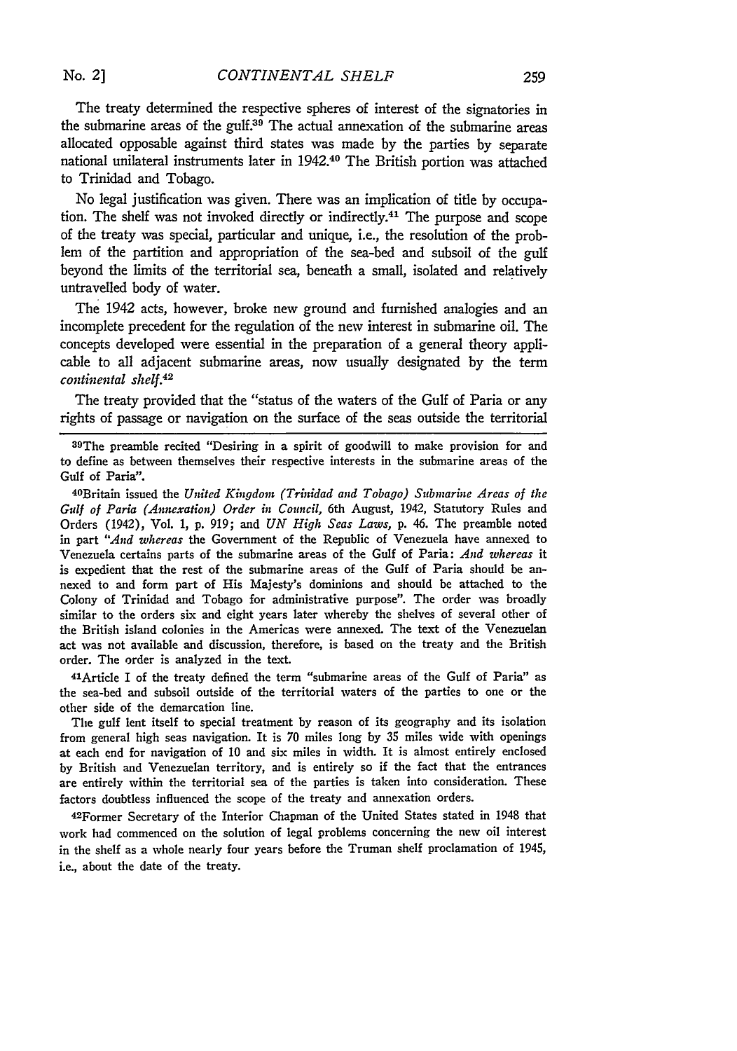The treaty determined the respective spheres of interest of the signatories in the submarine areas of the gulf.[39] The actual annexation of the submarine areas allocated opposable against third states was made by the parties by separate national unilateral instruments later in 1942.[40] The British portion was attached to Trinidad and Tobago.

No legal justification was given. There was an implication of title by occupation. The shelf was not invoked directly or indirectly.[41] The purpose and scope of the treaty was special, particular and unique, i.e., the resolution of the problem of the partition and appropriation of the sea-bed and subsoil of the gulf beyond the limits of the territorial sea, beneath a small, isolated and relatively untravelled body of water.

The 1942 acts, however, broke new ground and furnished analogies and an incomplete precedent for the regulation of the new interest in submarine oil. The concepts developed were essential in the preparation of a general theory applicable to all adjacent submarine areas, now usually designated by the term *continental shelf*.[42]

The treaty provided that the "status of the waters of the Gulf of Paria or any rights of passage or navigation on the surface of the seas outside the territorial

---

[39]The preamble recited "Desiring in a spirit of goodwill to make provision for and to define as between themselves their respective interests in the submarine areas of the Gulf of Paria".

[40]Britain issued the *United Kingdom (Trinidad and Tobago) Submarine Areas of the Gulf of Paria (Annexation) Order in Council*, 6th August, 1942, Statutory Rules and Orders (1942), Vol. 1, p. 919; and *UN High Seas Laws*, p. 46. The preamble noted in part "*And whereas* the Government of the Republic of Venezuela have annexed to Venezuela certains parts of the submarine areas of the Gulf of Paria: *And whereas* it is expedient that the rest of the submarine areas of the Gulf of Paria should be annexed to and form part of His Majesty's dominions and should be attached to the Colony of Trinidad and Tobago for administrative purpose". The order was broadly similar to the orders six and eight years later whereby the shelves of several other of the British island colonies in the Americas were annexed. The text of the Venezuelan act was not available and discussion, therefore, is based on the treaty and the British order. The order is analyzed in the text.

[41]Article I of the treaty defined the term "submarine areas of the Gulf of Paria" as the sea-bed and subsoil outside of the territorial waters of the parties to one or the other side of the demarcation line.

The gulf lent itself to special treatment by reason of its geography and its isolation from general high seas navigation. It is 70 miles long by 35 miles wide with openings at each end for navigation of 10 and six miles in width. It is almost entirely enclosed by British and Venezuelan territory, and is entirely so if the fact that the entrances are entirely within the territorial sea of the parties is taken into consideration. These factors doubtless influenced the scope of the treaty and annexation orders.

[42]Former Secretary of the Interior Chapman of the United States stated in 1948 that work had commenced on the solution of legal problems concerning the new oil interest in the shelf as a whole nearly four years before the Truman shelf proclamation of 1945, i.e., about the date of the treaty.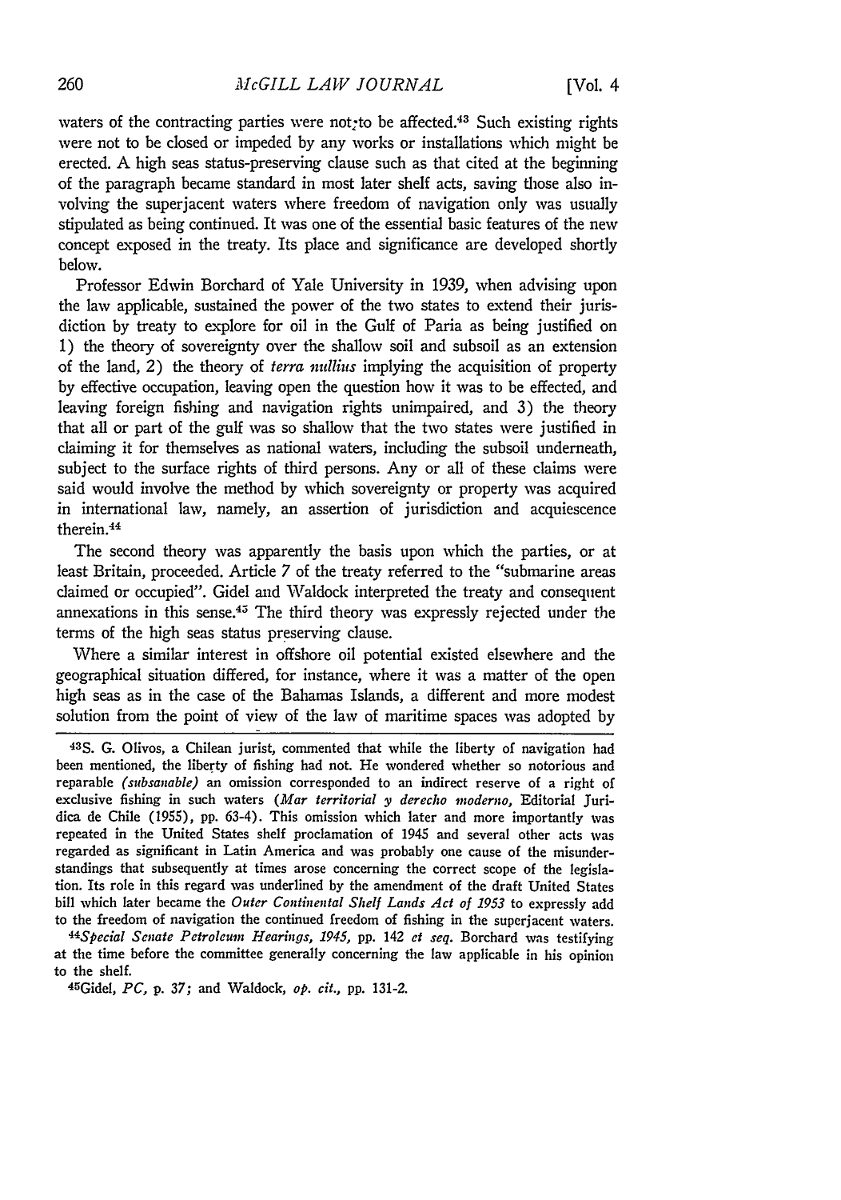waters of the contracting parties were not to be affected.[43] Such existing rights were not to be closed or impeded by any works or installations which might be erected. A high seas status-preserving clause such as that cited at the beginning of the paragraph became standard in most later shelf acts, saving those also involving the superjacent waters where freedom of navigation only was usually stipulated as being continued. It was one of the essential basic features of the new concept exposed in the treaty. Its place and significance are developed shortly below.

Professor Edwin Borchard of Yale University in 1939, when advising upon the law applicable, sustained the power of the two states to extend their jurisdiction by treaty to explore for oil in the Gulf of Paria as being justified on 1) the theory of sovereignty over the shallow soil and subsoil as an extension of the land, 2) the theory of *terra nullius* implying the acquisition of property by effective occupation, leaving open the question how it was to be effected, and leaving foreign fishing and navigation rights unimpaired, and 3) the theory that all or part of the gulf was so shallow that the two states were justified in claiming it for themselves as national waters, including the subsoil underneath, subject to the surface rights of third persons. Any or all of these claims were said would involve the method by which sovereignty or property was acquired in international law, namely, an assertion of jurisdiction and acquiescence therein.[44]

The second theory was apparently the basis upon which the parties, or at least Britain, proceeded. Article 7 of the treaty referred to the "submarine areas claimed or occupied". Gidel and Waldock interpreted the treaty and consequent annexations in this sense.[45] The third theory was expressly rejected under the terms of the high seas status preserving clause.

Where a similar interest in offshore oil potential existed elsewhere and the geographical situation differed, for instance, where it was a matter of the open high seas as in the case of the Bahamas Islands, a different and more modest solution from the point of view of the law of maritime spaces was adopted by

---

[43] S. G. Olivos, a Chilean jurist, commented that while the liberty of navigation had been mentioned, the liberty of fishing had not. He wondered whether so notorious and reparable (*subsanable*) an omission corresponded to an indirect reserve of a right of exclusive fishing in such waters (*Mar territorial y derecho moderno*, Editorial Juridica de Chile (1955), pp. 63-4). This omission which later and more importantly was repeated in the United States shelf proclamation of 1945 and several other acts was regarded as significant in Latin America and was probably one cause of the misunderstandings that subsequently at times arose concerning the correct scope of the legislation. Its role in this regard was underlined by the amendment of the draft United States bill which later became the *Outer Continental Shelf Lands Act of 1953* to expressly add to the freedom of navigation the continued freedom of fishing in the superjacent waters.

[44] *Special Senate Petroleum Hearings, 1945*, pp. 142 *et seq.* Borchard was testifying at the time before the committee generally concerning the law applicable in his opinion to the shelf.

[45] Gidel, *PC*, p. 37; and Waldock, *op. cit.*, pp. 131-2.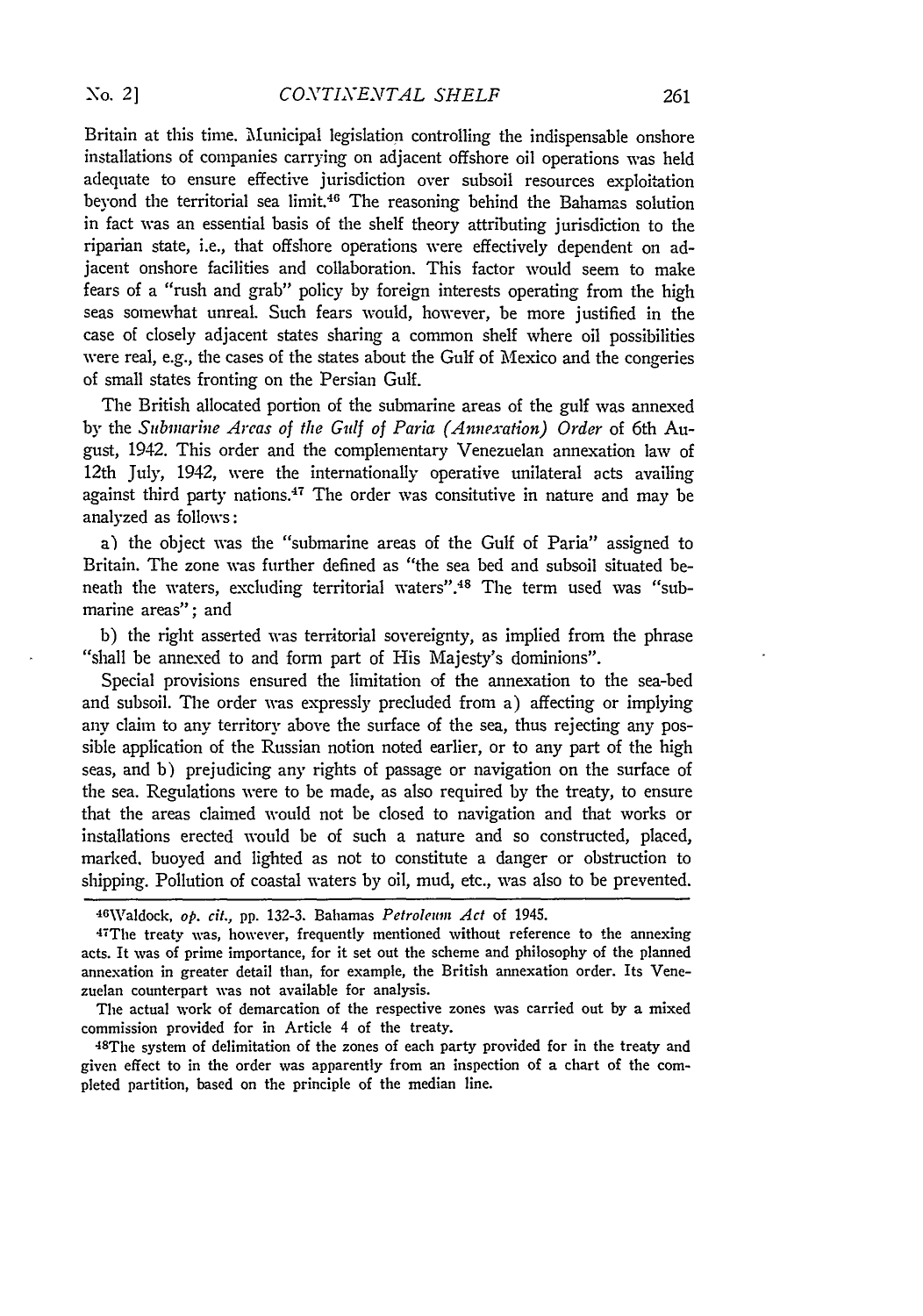Britain at this time. Municipal legislation controlling the indispensable onshore installations of companies carrying on adjacent offshore oil operations was held adequate to ensure effective jurisdiction over subsoil resources exploitation beyond the territorial sea limit.[46] The reasoning behind the Bahamas solution in fact was an essential basis of the shelf theory attributing jurisdiction to the riparian state, i.e., that offshore operations were effectively dependent on adjacent onshore facilities and collaboration. This factor would seem to make fears of a "rush and grab" policy by foreign interests operating from the high seas somewhat unreal. Such fears would, however, be more justified in the case of closely adjacent states sharing a common shelf where oil possibilities were real, e.g., the cases of the states about the Gulf of Mexico and the congeries of small states fronting on the Persian Gulf.

The British allocated portion of the submarine areas of the gulf was annexed by the *Submarine Areas of the Gulf of Paria (Annexation) Order* of 6th August, 1942. This order and the complementary Venezuelan annexation law of 12th July, 1942, were the internationally operative unilateral acts availing against third party nations.[47] The order was consitutive in nature and may be analyzed as follows:

a) the object was the "submarine areas of the Gulf of Paria" assigned to Britain. The zone was further defined as "the sea bed and subsoil situated beneath the waters, excluding territorial waters".[48] The term used was "submarine areas"; and

b) the right asserted was territorial sovereignty, as implied from the phrase "shall be annexed to and form part of His Majesty's dominions".

Special provisions ensured the limitation of the annexation to the sea-bed and subsoil. The order was expressly precluded from a) affecting or implying any claim to any territory above the surface of the sea, thus rejecting any possible application of the Russian notion noted earlier, or to any part of the high seas, and b) prejudicing any rights of passage or navigation on the surface of the sea. Regulations were to be made, as also required by the treaty, to ensure that the areas claimed would not be closed to navigation and that works or installations erected would be of such a nature and so constructed, placed, marked, buoyed and lighted as not to constitute a danger or obstruction to shipping. Pollution of coastal waters by oil, mud, etc., was also to be prevented.

---

[46]Waldock, *op. cit.*, pp. 132-3. Bahamas *Petroleum Act* of 1945.

[47]The treaty was, however, frequently mentioned without reference to the annexing acts. It was of prime importance, for it set out the scheme and philosophy of the planned annexation in greater detail than, for example, the British annexation order. Its Venezuelan counterpart was not available for analysis.

The actual work of demarcation of the respective zones was carried out by a mixed commission provided for in Article 4 of the treaty.

[48]The system of delimitation of the zones of each party provided for in the treaty and given effect to in the order was apparently from an inspection of a chart of the completed partition, based on the principle of the median line.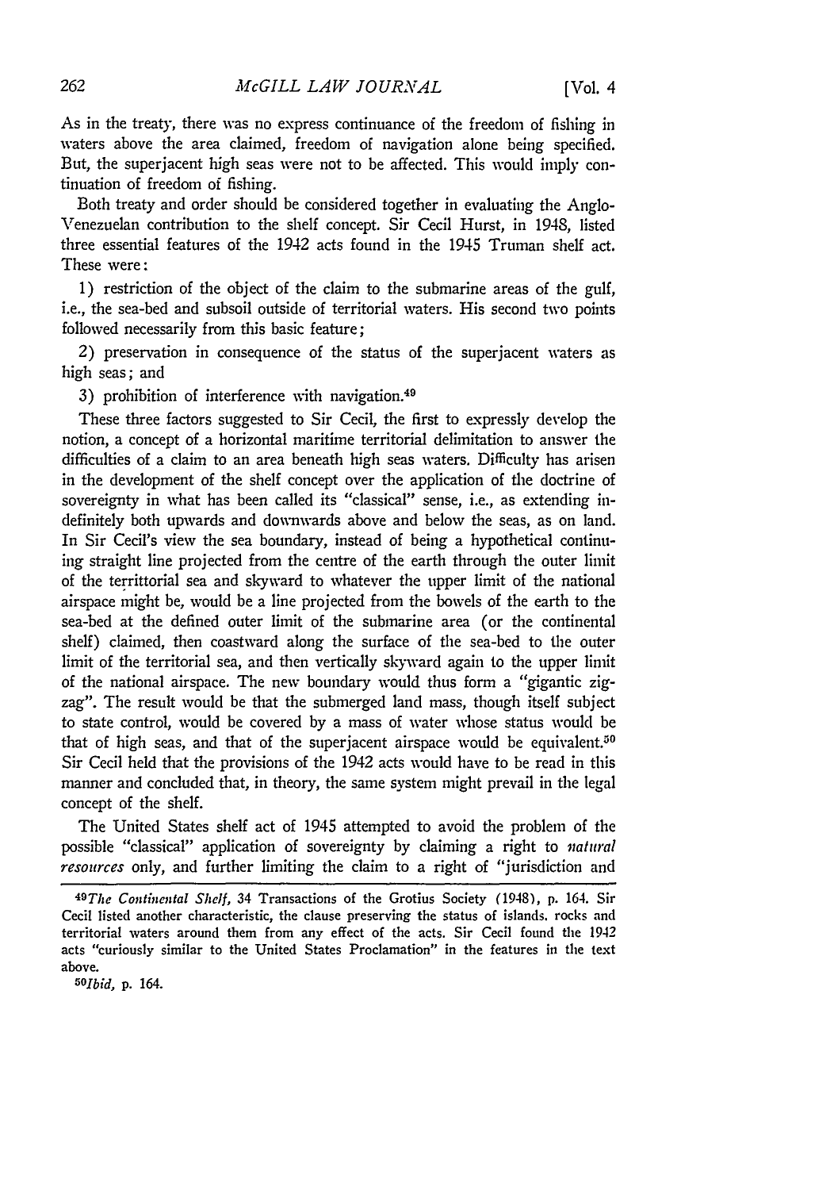As in the treaty, there was no express continuance of the freedom of fishing in waters above the area claimed, freedom of navigation alone being specified. But, the superjacent high seas were not to be affected. This would imply continuation of freedom of fishing.

Both treaty and order should be considered together in evaluating the Anglo-Venezuelan contribution to the shelf concept. Sir Cecil Hurst, in 1948, listed three essential features of the 1942 acts found in the 1945 Truman shelf act. These were:

1) restriction of the object of the claim to the submarine areas of the gulf, i.e., the sea-bed and subsoil outside of territorial waters. His second two points followed necessarily from this basic feature;

2) preservation in consequence of the status of the superjacent waters as high seas; and

3) prohibition of interference with navigation.[49]

These three factors suggested to Sir Cecil, the first to expressly develop the notion, a concept of a horizontal maritime territorial delimitation to answer the difficulties of a claim to an area beneath high seas waters. Difficulty has arisen in the development of the shelf concept over the application of the doctrine of sovereignty in what has been called its "classical" sense, i.e., as extending indefinitely both upwards and downwards above and below the seas, as on land. In Sir Cecil's view the sea boundary, instead of being a hypothetical continuing straight line projected from the centre of the earth through the outer limit of the territorial sea and skyward to whatever the upper limit of the national airspace might be, would be a line projected from the bowels of the earth to the sea-bed at the defined outer limit of the submarine area (or the continental shelf) claimed, then coastward along the surface of the sea-bed to the outer limit of the territorial sea, and then vertically skyward again to the upper limit of the national airspace. The new boundary would thus form a "gigantic zig-zag". The result would be that the submerged land mass, though itself subject to state control, would be covered by a mass of water whose status would be that of high seas, and that of the superjacent airspace would be equivalent.[50] Sir Cecil held that the provisions of the 1942 acts would have to be read in this manner and concluded that, in theory, the same system might prevail in the legal concept of the shelf.

The United States shelf act of 1945 attempted to avoid the problem of the possible "classical" application of sovereignty by claiming a right to *natural resources* only, and further limiting the claim to a right of "jurisdiction and

---

[49] *The Continental Shelf*, 34 Transactions of the Grotius Society (1948), p. 164. Sir Cecil listed another characteristic, the clause preserving the status of islands, rocks and territorial waters around them from any effect of the acts. Sir Cecil found the 1942 acts "curiously similar to the United States Proclamation" in the features in the text above.

[50] *Ibid*, p. 164.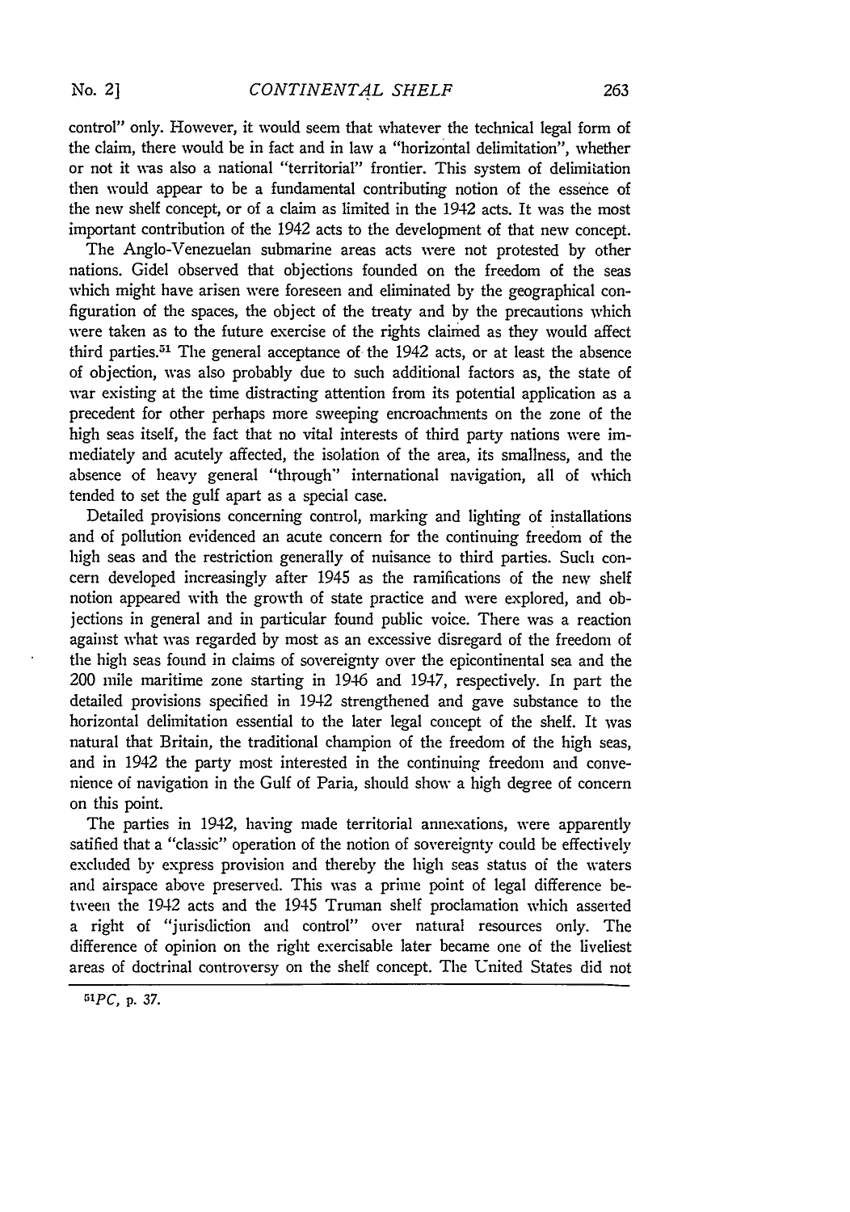control" only. However, it would seem that whatever the technical legal form of the claim, there would be in fact and in law a "horizontal delimitation", whether or not it was also a national "territorial" frontier. This system of delimitation then would appear to be a fundamental contributing notion of the essence of the new shelf concept, or of a claim as limited in the 1942 acts. It was the most important contribution of the 1942 acts to the development of that new concept.

The Anglo-Venezuelan submarine areas acts were not protested by other nations. Gidel observed that objections founded on the freedom of the seas which might have arisen were foreseen and eliminated by the geographical configuration of the spaces, the object of the treaty and by the precautions which were taken as to the future exercise of the rights claimed as they would affect third parties.[51] The general acceptance of the 1942 acts, or at least the absence of objection, was also probably due to such additional factors as, the state of war existing at the time distracting attention from its potential application as a precedent for other perhaps more sweeping encroachments on the zone of the high seas itself, the fact that no vital interests of third party nations were immediately and acutely affected, the isolation of the area, its smallness, and the absence of heavy general "through" international navigation, all of which tended to set the gulf apart as a special case.

Detailed provisions concerning control, marking and lighting of installations and of pollution evidenced an acute concern for the continuing freedom of the high seas and the restriction generally of nuisance to third parties. Such concern developed increasingly after 1945 as the ramifications of the new shelf notion appeared with the growth of state practice and were explored, and objections in general and in particular found public voice. There was a reaction against what was regarded by most as an excessive disregard of the freedom of the high seas found in claims of sovereignty over the epicontinental sea and the 200 mile maritime zone starting in 1946 and 1947, respectively. In part the detailed provisions specified in 1942 strengthened and gave substance to the horizontal delimitation essential to the later legal concept of the shelf. It was natural that Britain, the traditional champion of the freedom of the high seas, and in 1942 the party most interested in the continuing freedom and convenience of navigation in the Gulf of Paria, should show a high degree of concern on this point.

The parties in 1942, having made territorial annexations, were apparently satified that a "classic" operation of the notion of sovereignty could be effectively excluded by express provision and thereby the high seas status of the waters and airspace above preserved. This was a prime point of legal difference between the 1942 acts and the 1945 Truman shelf proclamation which asserted a right of "jurisdiction and control" over natural resources only. The difference of opinion on the right exercisable later became one of the liveliest areas of doctrinal controversy on the shelf concept. The United States did not

[51] *PC*, p. 37.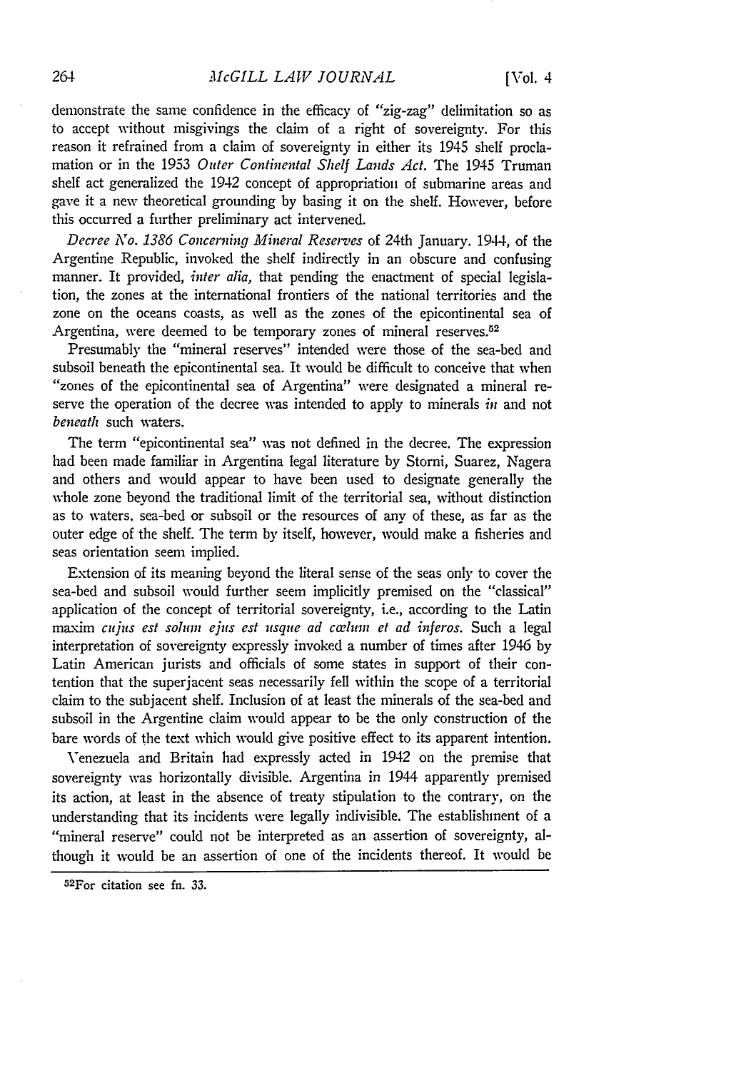demonstrate the same confidence in the efficacy of "zig-zag" delimitation so as to accept without misgivings the claim of a right of sovereignty. For this reason it refrained from a claim of sovereignty in either its 1945 shelf proclamation or in the 1953 *Outer Continental Shelf Lands Act.* The 1945 Truman shelf act generalized the 1942 concept of appropriation of submarine areas and gave it a new theoretical grounding by basing it on the shelf. However, before this occurred a further preliminary act intervened.

*Decree No. 1386 Concerning Mineral Reserves* of 24th January. 1944, of the Argentine Republic, invoked the shelf indirectly in an obscure and confusing manner. It provided, *inter alia,* that pending the enactment of special legislation, the zones at the international frontiers of the national territories and the zone on the oceans coasts, as well as the zones of the epicontinental sea of Argentina, were deemed to be temporary zones of mineral reserves.[52]

Presumably the "mineral reserves" intended were those of the sea-bed and subsoil beneath the epicontinental sea. It would be difficult to conceive that when "zones of the epicontinental sea of Argentina" were designated a mineral reserve the operation of the decree was intended to apply to minerals *in* and not *beneath* such waters.

The term "epicontinental sea" was not defined in the decree. The expression had been made familiar in Argentina legal literature by Storni, Suarez, Nagera and others and would appear to have been used to designate generally the whole zone beyond the traditional limit of the territorial sea, without distinction as to waters, sea-bed or subsoil or the resources of any of these, as far as the outer edge of the shelf. The term by itself, however, would make a fisheries and seas orientation seem implied.

Extension of its meaning beyond the literal sense of the seas only to cover the sea-bed and subsoil would further seem implicitly premised on the "classical" application of the concept of territorial sovereignty, i.e., according to the Latin maxim *cujus est solum ejus est usque ad cœlum et ad inferos.* Such a legal interpretation of sovereignty expressly invoked a number of times after 1946 by Latin American jurists and officials of some states in support of their contention that the superjacent seas necessarily fell within the scope of a territorial claim to the subjacent shelf. Inclusion of at least the minerals of the sea-bed and subsoil in the Argentine claim would appear to be the only construction of the bare words of the text which would give positive effect to its apparent intention.

Venezuela and Britain had expressly acted in 1942 on the premise that sovereignty was horizontally divisible. Argentina in 1944 apparently premised its action, at least in the absence of treaty stipulation to the contrary, on the understanding that its incidents were legally indivisible. The establishment of a "mineral reserve" could not be interpreted as an assertion of sovereignty, although it would be an assertion of one of the incidents thereof. It would be

[52]For citation see fn. 33.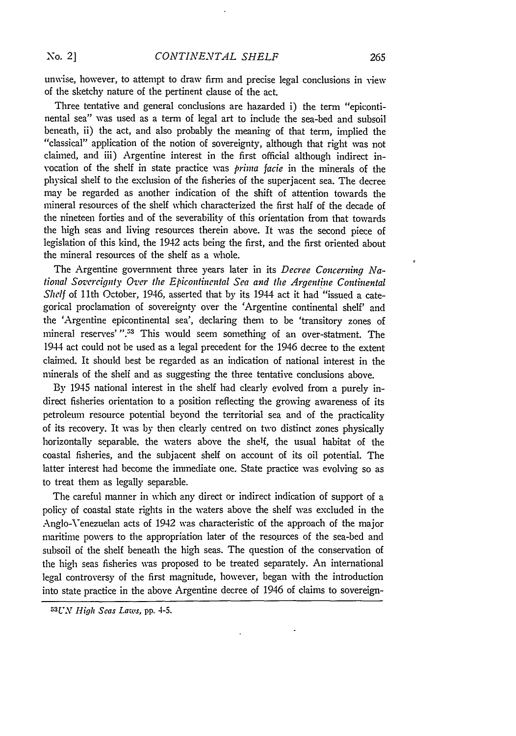unwise, however, to attempt to draw firm and precise legal conclusions in view of the sketchy nature of the pertinent clause of the act.

Three tentative and general conclusions are hazarded i) the term "epicontinental sea" was used as a term of legal art to include the sea-bed and subsoil beneath, ii) the act, and also probably the meaning of that term, implied the "classical" application of the notion of sovereignty, although that right was not claimed, and iii) Argentine interest in the first official although indirect invocation of the shelf in state practice was *prima facie* in the minerals of the physical shelf to the exclusion of the fisheries of the superjacent sea. The decree may be regarded as another indication of the shift of attention towards the mineral resources of the shelf which characterized the first half of the decade of the nineteen forties and of the severability of this orientation from that towards the high seas and living resources therein above. It was the second piece of legislation of this kind, the 1942 acts being the first, and the first oriented about the mineral resources of the shelf as a whole.

The Argentine government three years later in its *Decree Concerning National Sovereignty Over the Epicontinental Sea and the Argentine Continental Shelf* of 11th October, 1946, asserted that by its 1944 act it had "issued a categorical proclamation of sovereignty over the 'Argentine continental shelf' and the 'Argentine epicontinental sea', declaring them to be 'transitory zones of mineral reserves' ".[53] This would seem something of an over-statment. The 1944 act could not be used as a legal precedent for the 1946 decree to the extent claimed. It should best be regarded as an indication of national interest in the minerals of the shelf and as suggesting the three tentative conclusions above.

By 1945 national interest in the shelf had clearly evolved from a purely indirect fisheries orientation to a position reflecting the growing awareness of its petroleum resource potential beyond the territorial sea and of the practicality of its recovery. It was by then clearly centred on two distinct zones physically horizontally separable. the waters above the shelf, the usual habitat of the coastal fisheries, and the subjacent shelf on account of its oil potential. The latter interest had become the immediate one. State practice was evolving so as to treat them as legally separable.

The careful manner in which any direct or indirect indication of support of a policy of coastal state rights in the waters above the shelf was excluded in the Anglo-Venezuelan acts of 1942 was characteristic of the approach of the major maritime powers to the appropriation later of the resources of the sea-bed and subsoil of the shelf beneath the high seas. The question of the conservation of the high seas fisheries was proposed to be treated separately. An international legal controversy of the first magnitude, however, began with the introduction into state practice in the above Argentine decree of 1946 of claims to sovereign-

[53] *UN High Seas Laws*, pp. 4-5.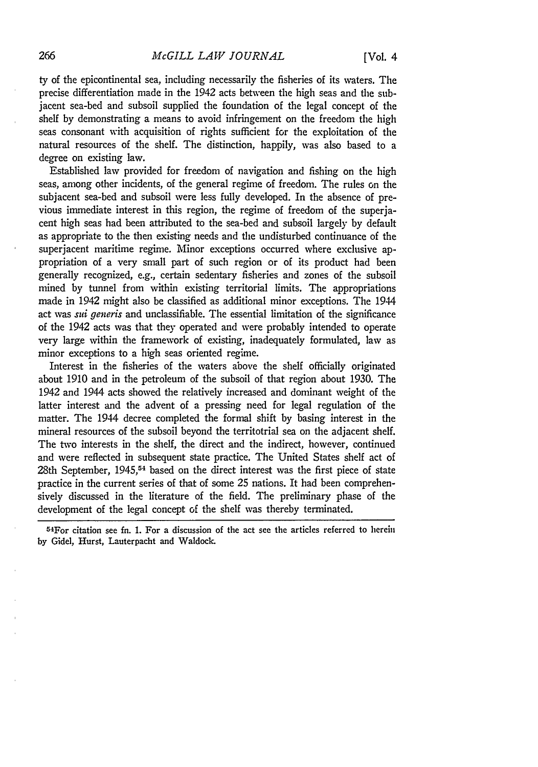ty of the epicontinental sea, including necessarily the fisheries of its waters. The precise differentiation made in the 1942 acts between the high seas and the subjacent sea-bed and subsoil supplied the foundation of the legal concept of the shelf by demonstrating a means to avoid infringement on the freedom the high seas consonant with acquisition of rights sufficient for the exploitation of the natural resources of the shelf. The distinction, happily, was also based to a degree on existing law.

Established law provided for freedom of navigation and fishing on the high seas, among other incidents, of the general regime of freedom. The rules on the subjacent sea-bed and subsoil were less fully developed. In the absence of previous immediate interest in this region, the regime of freedom of the superjacent high seas had been attributed to the sea-bed and subsoil largely by default as appropriate to the then existing needs and the undisturbed continuance of the superjacent maritime regime. Minor exceptions occurred where exclusive appropriation of a very small part of such region or of its product had been generally recognized, e.g., certain sedentary fisheries and zones of the subsoil mined by tunnel from within existing territorial limits. The appropriations made in 1942 might also be classified as additional minor exceptions. The 1944 act was *sui generis* and unclassifiable. The essential limitation of the significance of the 1942 acts was that they operated and were probably intended to operate very large within the framework of existing, inadequately formulated, law as minor exceptions to a high seas oriented regime.

Interest in the fisheries of the waters above the shelf officially originated about 1910 and in the petroleum of the subsoil of that region about 1930. The 1942 and 1944 acts showed the relatively increased and dominant weight of the latter interest and the advent of a pressing need for legal regulation of the matter. The 1944 decree completed the formal shift by basing interest in the mineral resources of the subsoil beyond the territotrial sea on the adjacent shelf. The two interests in the shelf, the direct and the indirect, however, continued and were reflected in subsequent state practice. The United States shelf act of 28th September, 1945,[54] based on the direct interest was the first piece of state practice in the current series of that of some 25 nations. It had been comprehensively discussed in the literature of the field. The preliminary phase of the development of the legal concept of the shelf was thereby terminated.

---

[54]For citation see fn. 1. For a discussion of the act see the articles referred to herein by Gidel, Hurst, Lauterpacht and Waldock.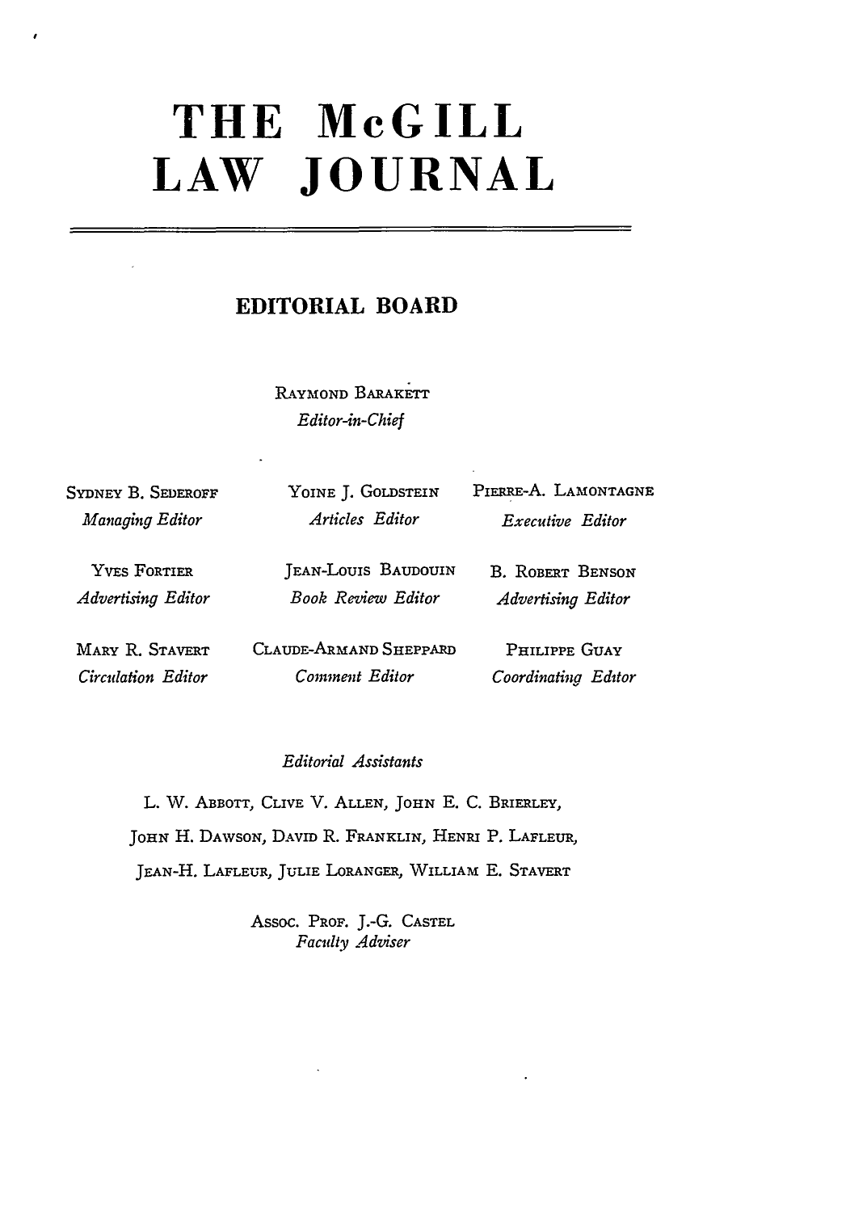# THE McGILL LAW JOURNAL

## EDITORIAL BOARD

RAYMOND BARAKETT
*Editor-in-Chief*

SYDNEY B. SEDEROFF
*Managing Editor*

YOINE J. GOLDSTEIN
*Articles Editor*

PIERRE-A. LAMONTAGNE
*Executive Editor*

YVES FORTIER
*Advertising Editor*

JEAN-LOUIS BAUDOUIN
*Book Review Editor*

B. ROBERT BENSON
*Advertising Editor*

MARY R. STAVERT
*Circulation Editor*

CLAUDE-ARMAND SHEPPARD
*Comment Editor*

PHILIPPE GUAY
*Coordinating Editor*

*Editorial Assistants*

L. W. ABBOTT, CLIVE V. ALLEN, JOHN E. C. BRIERLEY,
JOHN H. DAWSON, DAVID R. FRANKLIN, HENRI P. LAFLEUR,
JEAN-H. LAFLEUR, JULIE LORANGER, WILLIAM E. STAVERT

ASSOC. PROF. J.-G. CASTEL
*Faculty Adviser*